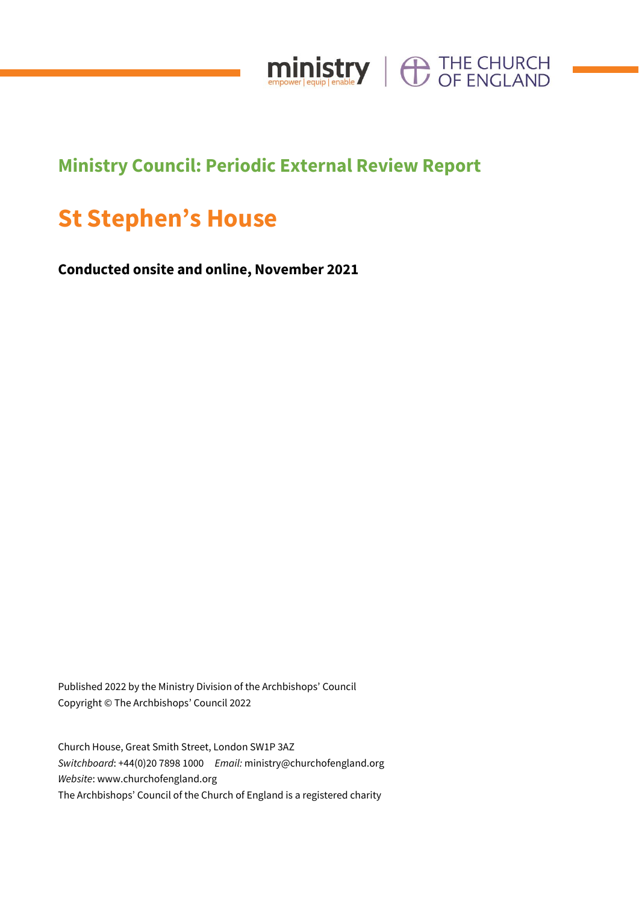ministry
empower | equip | enable

THE CHURCH OF ENGLAND

## Ministry Council: Periodic External Review Report

# St Stephen's House

**Conducted onsite and online, November 2021**

Published 2022 by the Ministry Division of the Archbishops' Council
Copyright © The Archbishops' Council 2022

Church House, Great Smith Street, London SW1P 3AZ
*Switchboard*: +44(0)20 7898 1000 *Email:* ministry@churchofengland.org
*Website*: www.churchofengland.org
The Archbishops' Council of the Church of England is a registered charity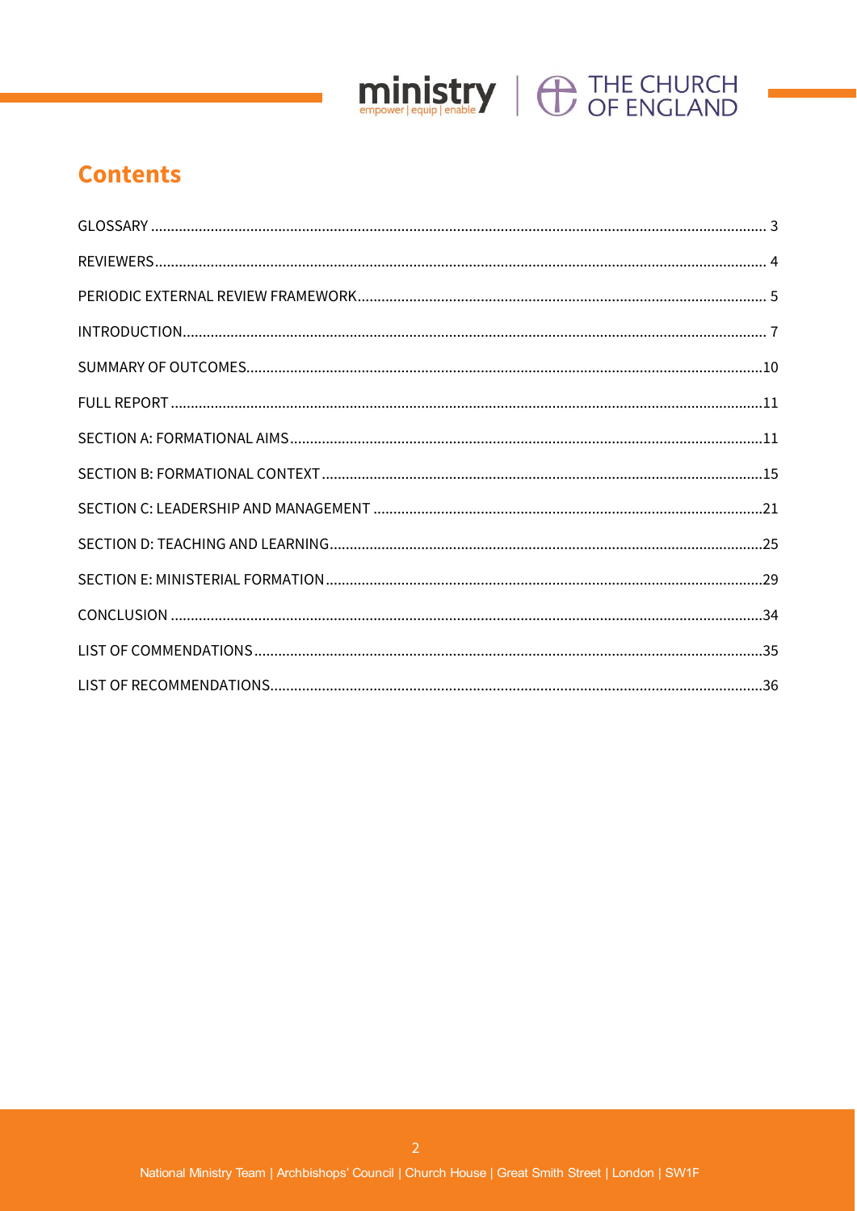## Contents

GLOSSARY ........................................................................................ 3

REVIEWERS ........................................................................................ 4

PERIODIC EXTERNAL REVIEW FRAMEWORK ........................................................................................ 5

INTRODUCTION ........................................................................................ 7

SUMMARY OF OUTCOMES ........................................................................................ 10

FULL REPORT ........................................................................................ 11

SECTION A: FORMATIONAL AIMS ........................................................................................ 11

SECTION B: FORMATIONAL CONTEXT ........................................................................................ 15

SECTION C: LEADERSHIP AND MANAGEMENT ........................................................................................ 21

SECTION D: TEACHING AND LEARNING ........................................................................................ 25

SECTION E: MINISTERIAL FORMATION ........................................................................................ 29

CONCLUSION ........................................................................................ 34

LIST OF COMMENDATIONS ........................................................................................ 35

LIST OF RECOMMENDATIONS ........................................................................................ 36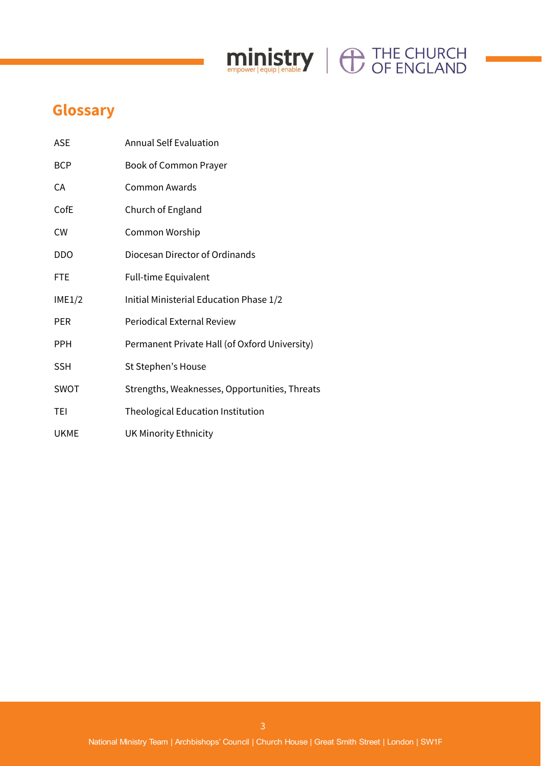## Glossary

| | |
|---|---|
| ASE | Annual Self Evaluation |
| BCP | Book of Common Prayer |
| CA | Common Awards |
| CofE | Church of England |
| CW | Common Worship |
| DDO | Diocesan Director of Ordinands |
| FTE | Full-time Equivalent |
| IME1/2 | Initial Ministerial Education Phase 1/2 |
| PER | Periodical External Review |
| PPH | Permanent Private Hall (of Oxford University) |
| SSH | St Stephen's House |
| SWOT | Strengths, Weaknesses, Opportunities, Threats |
| TEI | Theological Education Institution |
| UKME | UK Minority Ethnicity |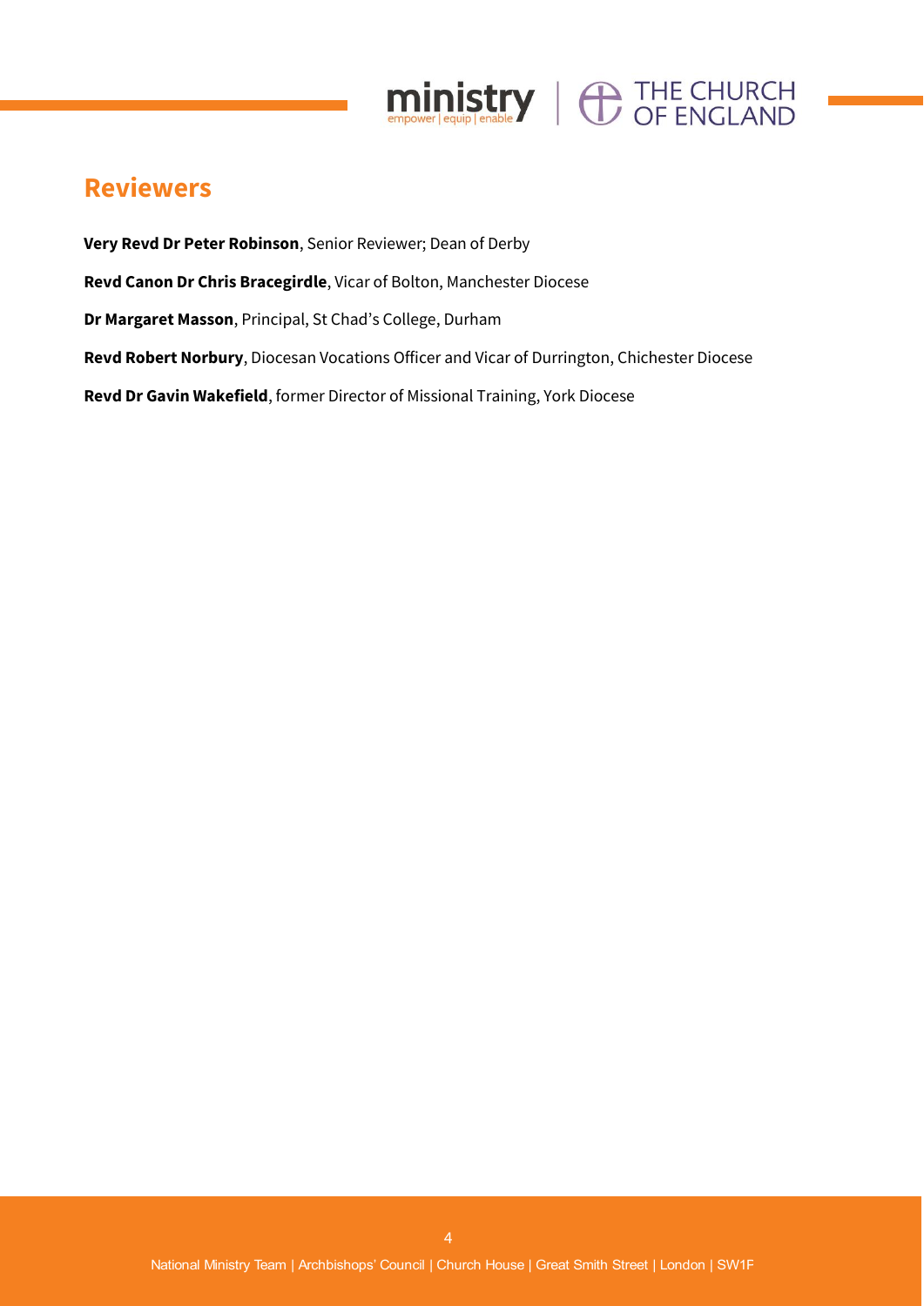## Reviewers

**Very Revd Dr Peter Robinson**, Senior Reviewer; Dean of Derby

**Revd Canon Dr Chris Bracegirdle**, Vicar of Bolton, Manchester Diocese

**Dr Margaret Masson**, Principal, St Chad's College, Durham

**Revd Robert Norbury**, Diocesan Vocations Officer and Vicar of Durrington, Chichester Diocese

**Revd Dr Gavin Wakefield**, former Director of Missional Training, York Diocese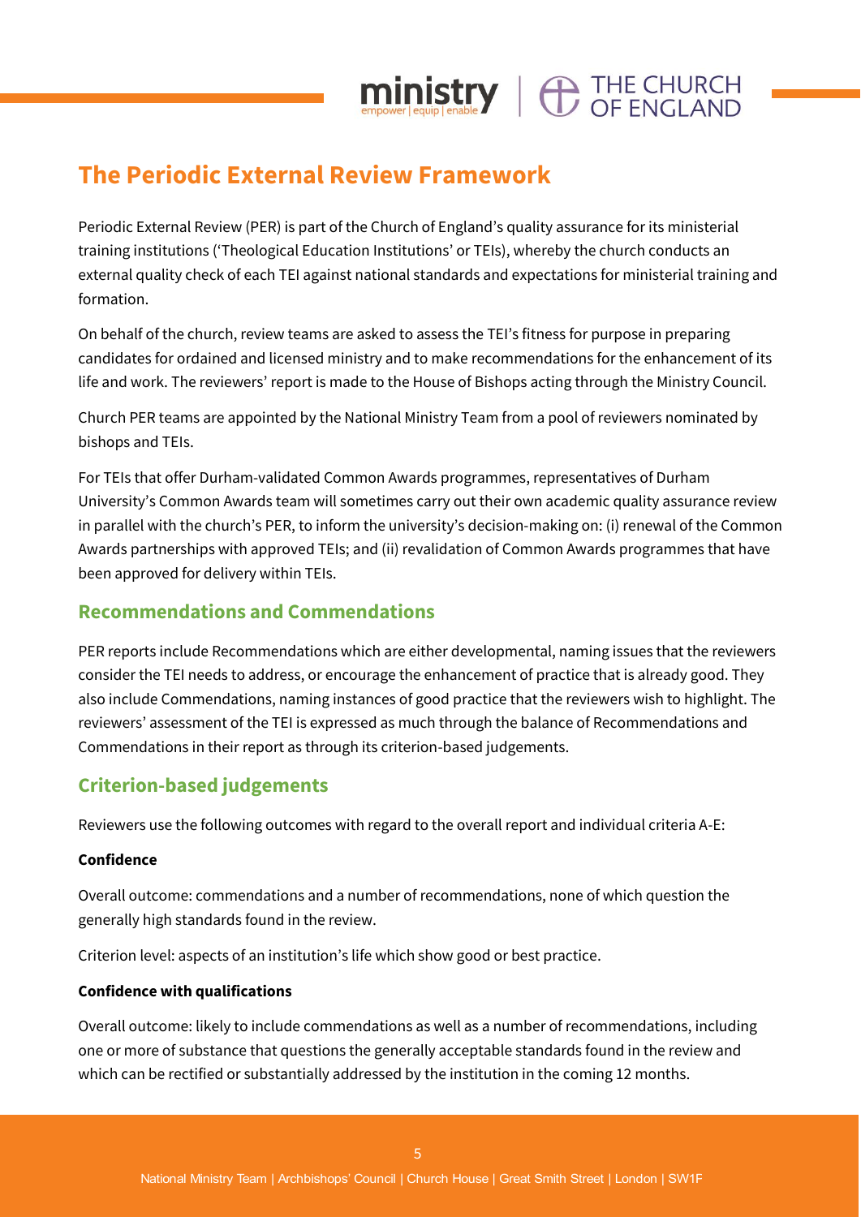# The Periodic External Review Framework

Periodic External Review (PER) is part of the Church of England's quality assurance for its ministerial training institutions ('Theological Education Institutions' or TEIs), whereby the church conducts an external quality check of each TEI against national standards and expectations for ministerial training and formation.

On behalf of the church, review teams are asked to assess the TEI's fitness for purpose in preparing candidates for ordained and licensed ministry and to make recommendations for the enhancement of its life and work. The reviewers' report is made to the House of Bishops acting through the Ministry Council.

Church PER teams are appointed by the National Ministry Team from a pool of reviewers nominated by bishops and TEIs.

For TEIs that offer Durham-validated Common Awards programmes, representatives of Durham University's Common Awards team will sometimes carry out their own academic quality assurance review in parallel with the church's PER, to inform the university's decision-making on: (i) renewal of the Common Awards partnerships with approved TEIs; and (ii) revalidation of Common Awards programmes that have been approved for delivery within TEIs.

## Recommendations and Commendations

PER reports include Recommendations which are either developmental, naming issues that the reviewers consider the TEI needs to address, or encourage the enhancement of practice that is already good. They also include Commendations, naming instances of good practice that the reviewers wish to highlight. The reviewers' assessment of the TEI is expressed as much through the balance of Recommendations and Commendations in their report as through its criterion-based judgements.

## Criterion-based judgements

Reviewers use the following outcomes with regard to the overall report and individual criteria A-E:

**Confidence**

Overall outcome: commendations and a number of recommendations, none of which question the generally high standards found in the review.

Criterion level: aspects of an institution's life which show good or best practice.

**Confidence with qualifications**

Overall outcome: likely to include commendations as well as a number of recommendations, including one or more of substance that questions the generally acceptable standards found in the review and which can be rectified or substantially addressed by the institution in the coming 12 months.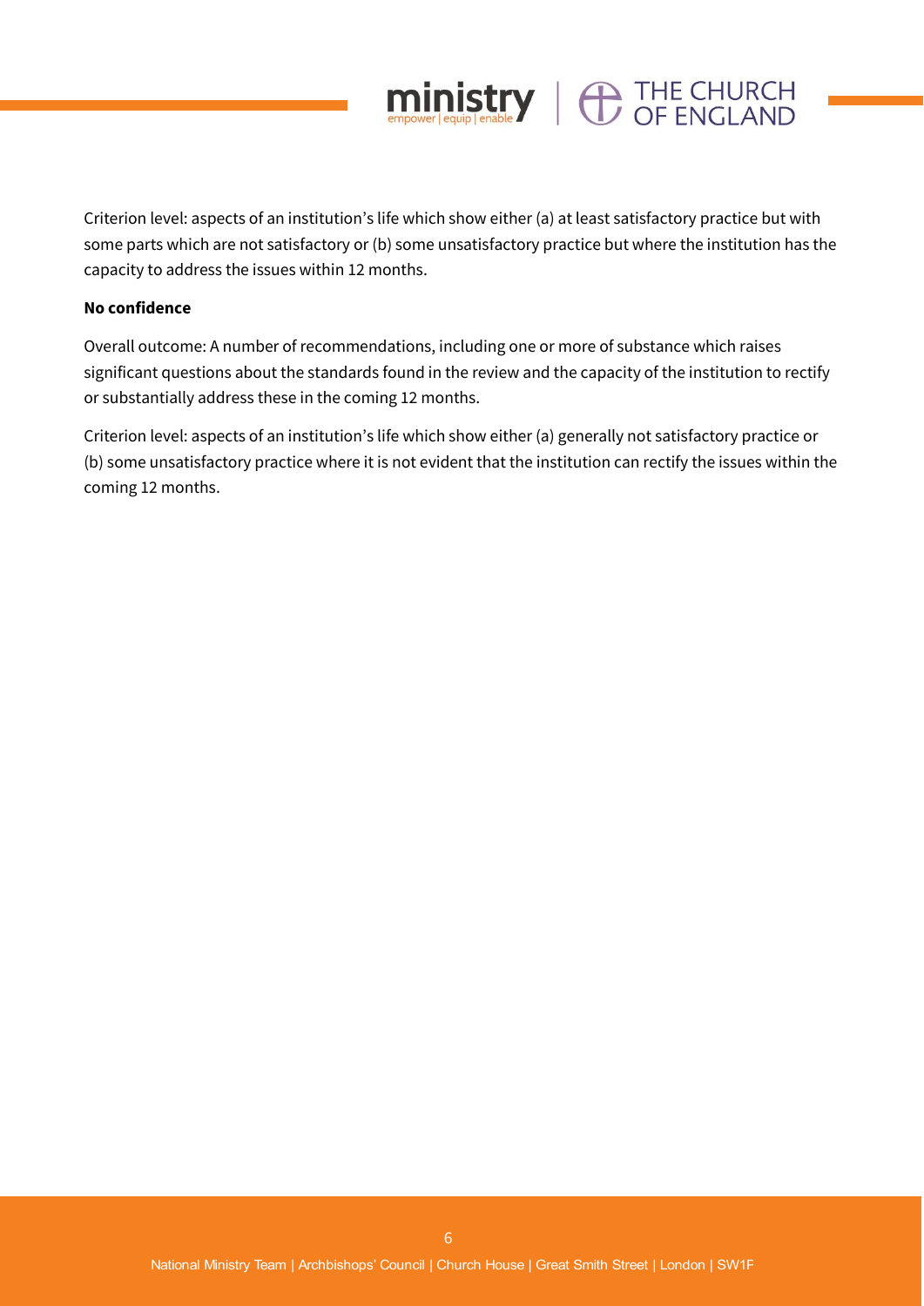Criterion level: aspects of an institution's life which show either (a) at least satisfactory practice but with some parts which are not satisfactory or (b) some unsatisfactory practice but where the institution has the capacity to address the issues within 12 months.

**No confidence**

Overall outcome: A number of recommendations, including one or more of substance which raises significant questions about the standards found in the review and the capacity of the institution to rectify or substantially address these in the coming 12 months.

Criterion level: aspects of an institution's life which show either (a) generally not satisfactory practice or (b) some unsatisfactory practice where it is not evident that the institution can rectify the issues within the coming 12 months.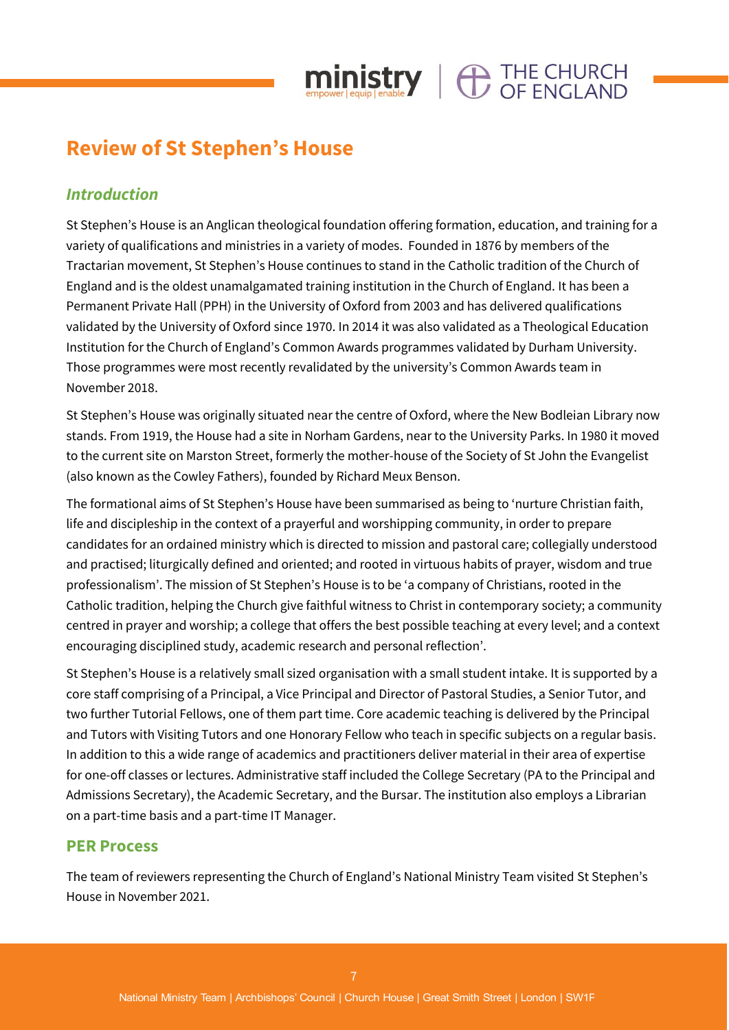# Review of St Stephen's House

## *Introduction*

St Stephen's House is an Anglican theological foundation offering formation, education, and training for a variety of qualifications and ministries in a variety of modes. Founded in 1876 by members of the Tractarian movement, St Stephen's House continues to stand in the Catholic tradition of the Church of England and is the oldest unamalgamated training institution in the Church of England. It has been a Permanent Private Hall (PPH) in the University of Oxford from 2003 and has delivered qualifications validated by the University of Oxford since 1970. In 2014 it was also validated as a Theological Education Institution for the Church of England's Common Awards programmes validated by Durham University. Those programmes were most recently revalidated by the university's Common Awards team in November 2018.

St Stephen's House was originally situated near the centre of Oxford, where the New Bodleian Library now stands. From 1919, the House had a site in Norham Gardens, near to the University Parks. In 1980 it moved to the current site on Marston Street, formerly the mother-house of the Society of St John the Evangelist (also known as the Cowley Fathers), founded by Richard Meux Benson.

The formational aims of St Stephen's House have been summarised as being to 'nurture Christian faith, life and discipleship in the context of a prayerful and worshipping community, in order to prepare candidates for an ordained ministry which is directed to mission and pastoral care; collegially understood and practised; liturgically defined and oriented; and rooted in virtuous habits of prayer, wisdom and true professionalism'. The mission of St Stephen's House is to be 'a company of Christians, rooted in the Catholic tradition, helping the Church give faithful witness to Christ in contemporary society; a community centred in prayer and worship; a college that offers the best possible teaching at every level; and a context encouraging disciplined study, academic research and personal reflection'.

St Stephen's House is a relatively small sized organisation with a small student intake. It is supported by a core staff comprising of a Principal, a Vice Principal and Director of Pastoral Studies, a Senior Tutor, and two further Tutorial Fellows, one of them part time. Core academic teaching is delivered by the Principal and Tutors with Visiting Tutors and one Honorary Fellow who teach in specific subjects on a regular basis. In addition to this a wide range of academics and practitioners deliver material in their area of expertise for one-off classes or lectures. Administrative staff included the College Secretary (PA to the Principal and Admissions Secretary), the Academic Secretary, and the Bursar. The institution also employs a Librarian on a part-time basis and a part-time IT Manager.

## PER Process

The team of reviewers representing the Church of England's National Ministry Team visited St Stephen's House in November 2021.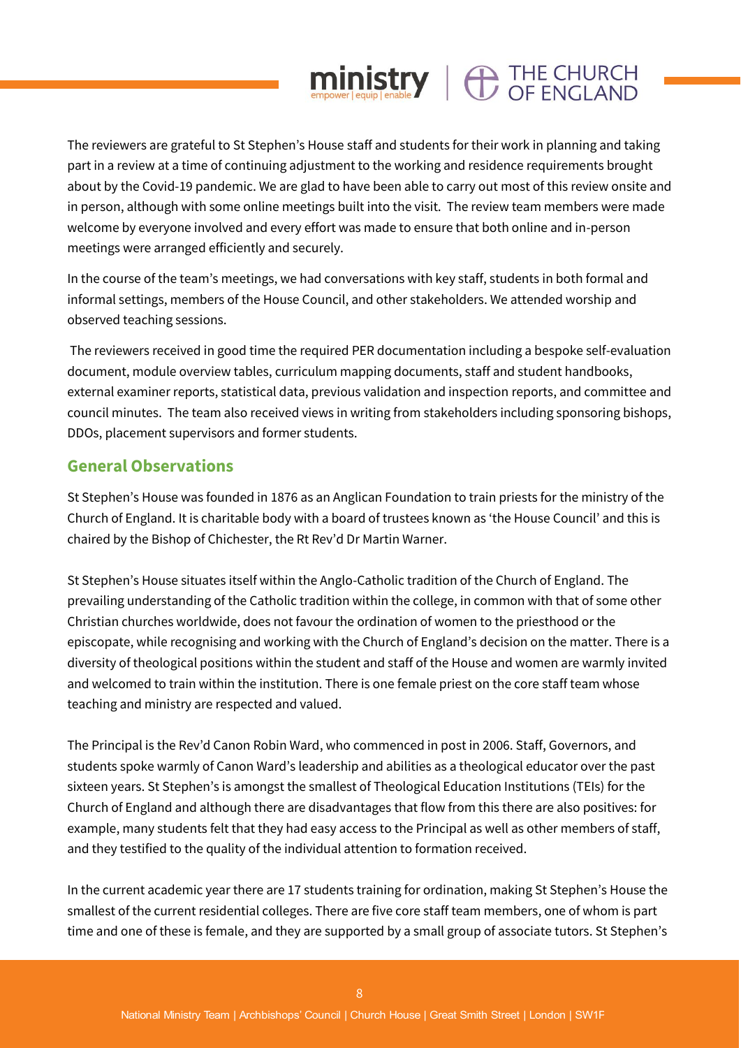The reviewers are grateful to St Stephen's House staff and students for their work in planning and taking part in a review at a time of continuing adjustment to the working and residence requirements brought about by the Covid-19 pandemic. We are glad to have been able to carry out most of this review onsite and in person, although with some online meetings built into the visit. The review team members were made welcome by everyone involved and every effort was made to ensure that both online and in-person meetings were arranged efficiently and securely.

In the course of the team's meetings, we had conversations with key staff, students in both formal and informal settings, members of the House Council, and other stakeholders. We attended worship and observed teaching sessions.

The reviewers received in good time the required PER documentation including a bespoke self-evaluation document, module overview tables, curriculum mapping documents, staff and student handbooks, external examiner reports, statistical data, previous validation and inspection reports, and committee and council minutes. The team also received views in writing from stakeholders including sponsoring bishops, DDOs, placement supervisors and former students.

## General Observations

St Stephen's House was founded in 1876 as an Anglican Foundation to train priests for the ministry of the Church of England. It is charitable body with a board of trustees known as 'the House Council' and this is chaired by the Bishop of Chichester, the Rt Rev'd Dr Martin Warner.

St Stephen's House situates itself within the Anglo-Catholic tradition of the Church of England. The prevailing understanding of the Catholic tradition within the college, in common with that of some other Christian churches worldwide, does not favour the ordination of women to the priesthood or the episcopate, while recognising and working with the Church of England's decision on the matter. There is a diversity of theological positions within the student and staff of the House and women are warmly invited and welcomed to train within the institution. There is one female priest on the core staff team whose teaching and ministry are respected and valued.

The Principal is the Rev'd Canon Robin Ward, who commenced in post in 2006. Staff, Governors, and students spoke warmly of Canon Ward's leadership and abilities as a theological educator over the past sixteen years. St Stephen's is amongst the smallest of Theological Education Institutions (TEIs) for the Church of England and although there are disadvantages that flow from this there are also positives: for example, many students felt that they had easy access to the Principal as well as other members of staff, and they testified to the quality of the individual attention to formation received.

In the current academic year there are 17 students training for ordination, making St Stephen's House the smallest of the current residential colleges. There are five core staff team members, one of whom is part time and one of these is female, and they are supported by a small group of associate tutors. St Stephen's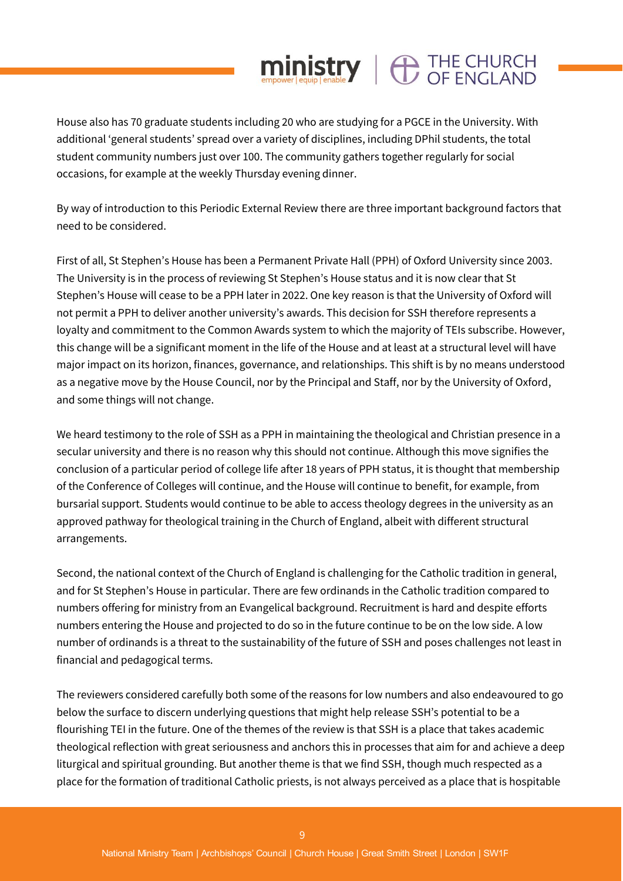House also has 70 graduate students including 20 who are studying for a PGCE in the University. With additional 'general students' spread over a variety of disciplines, including DPhil students, the total student community numbers just over 100. The community gathers together regularly for social occasions, for example at the weekly Thursday evening dinner.

By way of introduction to this Periodic External Review there are three important background factors that need to be considered.

First of all, St Stephen's House has been a Permanent Private Hall (PPH) of Oxford University since 2003. The University is in the process of reviewing St Stephen's House status and it is now clear that St Stephen's House will cease to be a PPH later in 2022. One key reason is that the University of Oxford will not permit a PPH to deliver another university's awards. This decision for SSH therefore represents a loyalty and commitment to the Common Awards system to which the majority of TEIs subscribe. However, this change will be a significant moment in the life of the House and at least at a structural level will have major impact on its horizon, finances, governance, and relationships. This shift is by no means understood as a negative move by the House Council, nor by the Principal and Staff, nor by the University of Oxford, and some things will not change.

We heard testimony to the role of SSH as a PPH in maintaining the theological and Christian presence in a secular university and there is no reason why this should not continue. Although this move signifies the conclusion of a particular period of college life after 18 years of PPH status, it is thought that membership of the Conference of Colleges will continue, and the House will continue to benefit, for example, from bursarial support. Students would continue to be able to access theology degrees in the university as an approved pathway for theological training in the Church of England, albeit with different structural arrangements.

Second, the national context of the Church of England is challenging for the Catholic tradition in general, and for St Stephen's House in particular. There are few ordinands in the Catholic tradition compared to numbers offering for ministry from an Evangelical background. Recruitment is hard and despite efforts numbers entering the House and projected to do so in the future continue to be on the low side. A low number of ordinands is a threat to the sustainability of the future of SSH and poses challenges not least in financial and pedagogical terms.

The reviewers considered carefully both some of the reasons for low numbers and also endeavoured to go below the surface to discern underlying questions that might help release SSH's potential to be a flourishing TEI in the future. One of the themes of the review is that SSH is a place that takes academic theological reflection with great seriousness and anchors this in processes that aim for and achieve a deep liturgical and spiritual grounding. But another theme is that we find SSH, though much respected as a place for the formation of traditional Catholic priests, is not always perceived as a place that is hospitable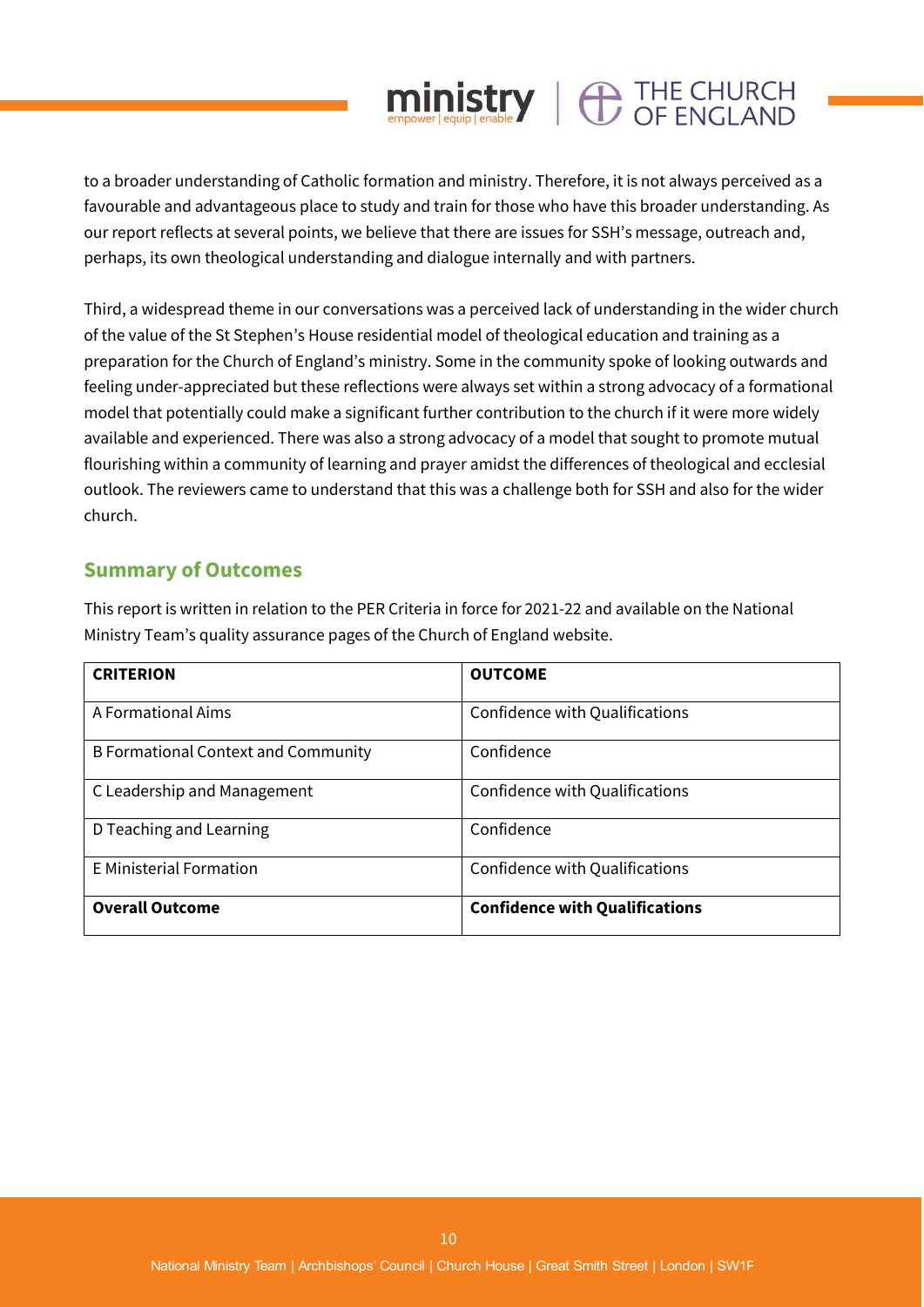to a broader understanding of Catholic formation and ministry. Therefore, it is not always perceived as a favourable and advantageous place to study and train for those who have this broader understanding. As our report reflects at several points, we believe that there are issues for SSH's message, outreach and, perhaps, its own theological understanding and dialogue internally and with partners.

Third, a widespread theme in our conversations was a perceived lack of understanding in the wider church of the value of the St Stephen's House residential model of theological education and training as a preparation for the Church of England's ministry. Some in the community spoke of looking outwards and feeling under-appreciated but these reflections were always set within a strong advocacy of a formational model that potentially could make a significant further contribution to the church if it were more widely available and experienced. There was also a strong advocacy of a model that sought to promote mutual flourishing within a community of learning and prayer amidst the differences of theological and ecclesial outlook. The reviewers came to understand that this was a challenge both for SSH and also for the wider church.

## Summary of Outcomes

This report is written in relation to the PER Criteria in force for 2021-22 and available on the National Ministry Team's quality assurance pages of the Church of England website.

| CRITERION | OUTCOME |
|---|---|
| A Formational Aims | Confidence with Qualifications |
| B Formational Context and Community | Confidence |
| C Leadership and Management | Confidence with Qualifications |
| D Teaching and Learning | Confidence |
| E Ministerial Formation | Confidence with Qualifications |
| **Overall Outcome** | **Confidence with Qualifications** |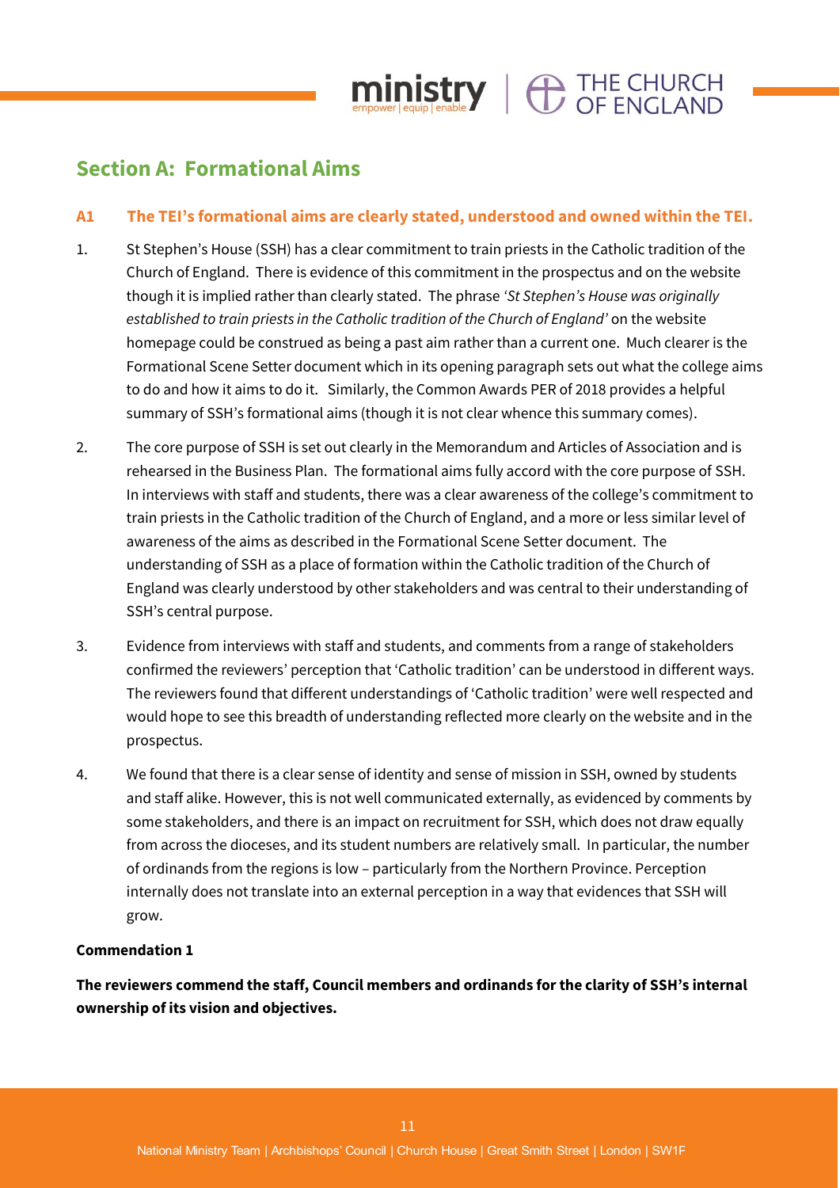## Section A: Formational Aims

### A1 The TEI's formational aims are clearly stated, understood and owned within the TEI.

1. St Stephen's House (SSH) has a clear commitment to train priests in the Catholic tradition of the Church of England. There is evidence of this commitment in the prospectus and on the website though it is implied rather than clearly stated. The phrase *'St Stephen's House was originally established to train priests in the Catholic tradition of the Church of England'* on the website homepage could be construed as being a past aim rather than a current one. Much clearer is the Formational Scene Setter document which in its opening paragraph sets out what the college aims to do and how it aims to do it. Similarly, the Common Awards PER of 2018 provides a helpful summary of SSH's formational aims (though it is not clear whence this summary comes).

2. The core purpose of SSH is set out clearly in the Memorandum and Articles of Association and is rehearsed in the Business Plan. The formational aims fully accord with the core purpose of SSH. In interviews with staff and students, there was a clear awareness of the college's commitment to train priests in the Catholic tradition of the Church of England, and a more or less similar level of awareness of the aims as described in the Formational Scene Setter document. The understanding of SSH as a place of formation within the Catholic tradition of the Church of England was clearly understood by other stakeholders and was central to their understanding of SSH's central purpose.

3. Evidence from interviews with staff and students, and comments from a range of stakeholders confirmed the reviewers' perception that 'Catholic tradition' can be understood in different ways. The reviewers found that different understandings of 'Catholic tradition' were well respected and would hope to see this breadth of understanding reflected more clearly on the website and in the prospectus.

4. We found that there is a clear sense of identity and sense of mission in SSH, owned by students and staff alike. However, this is not well communicated externally, as evidenced by comments by some stakeholders, and there is an impact on recruitment for SSH, which does not draw equally from across the dioceses, and its student numbers are relatively small. In particular, the number of ordinands from the regions is low – particularly from the Northern Province. Perception internally does not translate into an external perception in a way that evidences that SSH will grow.

**Commendation 1**

**The reviewers commend the staff, Council members and ordinands for the clarity of SSH's internal ownership of its vision and objectives.**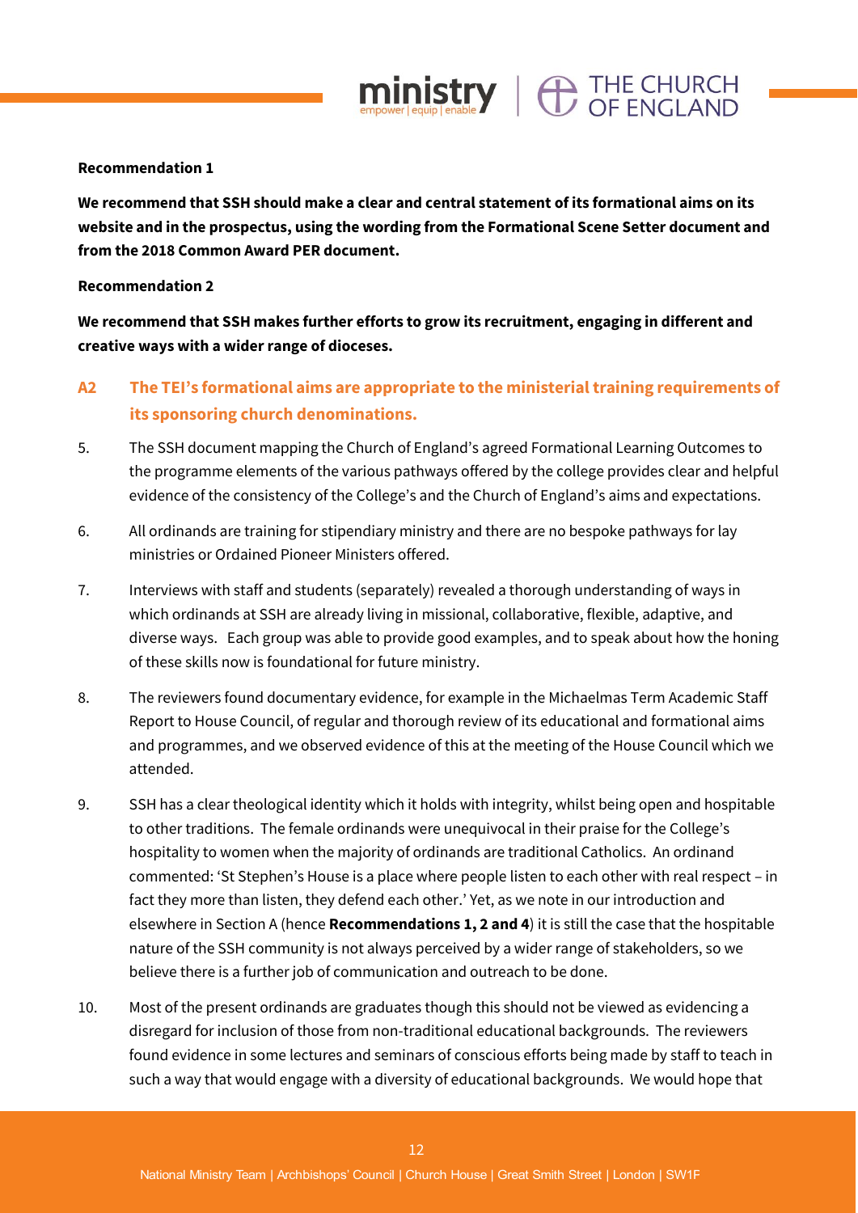**Recommendation 1**

**We recommend that SSH should make a clear and central statement of its formational aims on its website and in the prospectus, using the wording from the Formational Scene Setter document and from the 2018 Common Award PER document.**

**Recommendation 2**

**We recommend that SSH makes further efforts to grow its recruitment, engaging in different and creative ways with a wider range of dioceses.**

## A2 The TEI's formational aims are appropriate to the ministerial training requirements of its sponsoring church denominations.

5. The SSH document mapping the Church of England's agreed Formational Learning Outcomes to the programme elements of the various pathways offered by the college provides clear and helpful evidence of the consistency of the College's and the Church of England's aims and expectations.

6. All ordinands are training for stipendiary ministry and there are no bespoke pathways for lay ministries or Ordained Pioneer Ministers offered.

7. Interviews with staff and students (separately) revealed a thorough understanding of ways in which ordinands at SSH are already living in missional, collaborative, flexible, adaptive, and diverse ways. Each group was able to provide good examples, and to speak about how the honing of these skills now is foundational for future ministry.

8. The reviewers found documentary evidence, for example in the Michaelmas Term Academic Staff Report to House Council, of regular and thorough review of its educational and formational aims and programmes, and we observed evidence of this at the meeting of the House Council which we attended.

9. SSH has a clear theological identity which it holds with integrity, whilst being open and hospitable to other traditions. The female ordinands were unequivocal in their praise for the College's hospitality to women when the majority of ordinands are traditional Catholics. An ordinand commented: 'St Stephen's House is a place where people listen to each other with real respect – in fact they more than listen, they defend each other.' Yet, as we note in our introduction and elsewhere in Section A (hence **Recommendations 1, 2 and 4**) it is still the case that the hospitable nature of the SSH community is not always perceived by a wider range of stakeholders, so we believe there is a further job of communication and outreach to be done.

10. Most of the present ordinands are graduates though this should not be viewed as evidencing a disregard for inclusion of those from non-traditional educational backgrounds. The reviewers found evidence in some lectures and seminars of conscious efforts being made by staff to teach in such a way that would engage with a diversity of educational backgrounds. We would hope that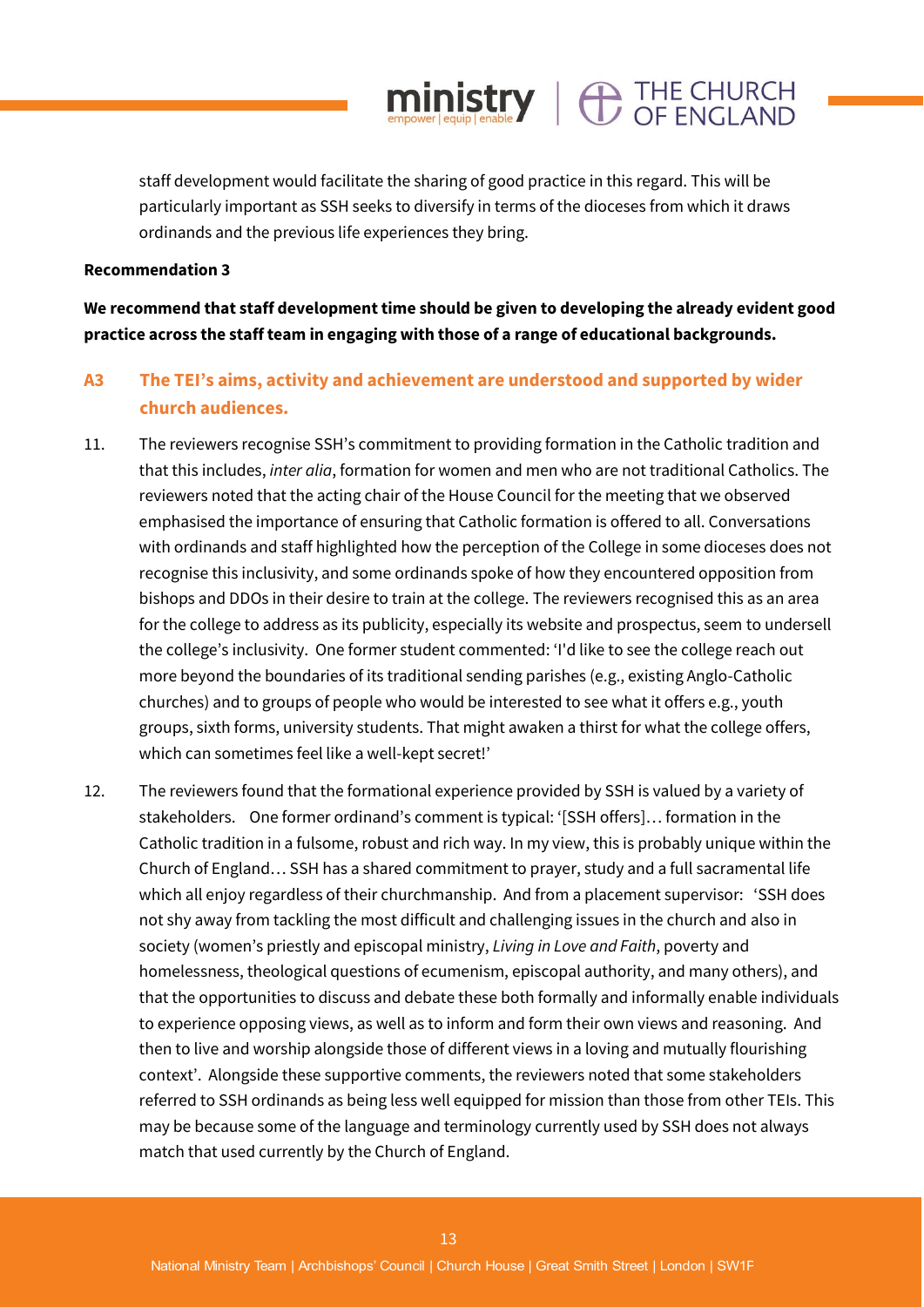staff development would facilitate the sharing of good practice in this regard. This will be particularly important as SSH seeks to diversify in terms of the dioceses from which it draws ordinands and the previous life experiences they bring.

**Recommendation 3**

**We recommend that staff development time should be given to developing the already evident good practice across the staff team in engaging with those of a range of educational backgrounds.**

## A3 The TEI's aims, activity and achievement are understood and supported by wider church audiences.

11. The reviewers recognise SSH's commitment to providing formation in the Catholic tradition and that this includes, *inter alia*, formation for women and men who are not traditional Catholics. The reviewers noted that the acting chair of the House Council for the meeting that we observed emphasised the importance of ensuring that Catholic formation is offered to all. Conversations with ordinands and staff highlighted how the perception of the College in some dioceses does not recognise this inclusivity, and some ordinands spoke of how they encountered opposition from bishops and DDOs in their desire to train at the college. The reviewers recognised this as an area for the college to address as its publicity, especially its website and prospectus, seem to undersell the college's inclusivity. One former student commented: 'I'd like to see the college reach out more beyond the boundaries of its traditional sending parishes (e.g., existing Anglo-Catholic churches) and to groups of people who would be interested to see what it offers e.g., youth groups, sixth forms, university students. That might awaken a thirst for what the college offers, which can sometimes feel like a well-kept secret!'

12. The reviewers found that the formational experience provided by SSH is valued by a variety of stakeholders. One former ordinand's comment is typical: '[SSH offers]… formation in the Catholic tradition in a fulsome, robust and rich way. In my view, this is probably unique within the Church of England… SSH has a shared commitment to prayer, study and a full sacramental life which all enjoy regardless of their churchmanship. And from a placement supervisor: 'SSH does not shy away from tackling the most difficult and challenging issues in the church and also in society (women's priestly and episcopal ministry, *Living in Love and Faith*, poverty and homelessness, theological questions of ecumenism, episcopal authority, and many others), and that the opportunities to discuss and debate these both formally and informally enable individuals to experience opposing views, as well as to inform and form their own views and reasoning. And then to live and worship alongside those of different views in a loving and mutually flourishing context'. Alongside these supportive comments, the reviewers noted that some stakeholders referred to SSH ordinands as being less well equipped for mission than those from other TEIs. This may be because some of the language and terminology currently used by SSH does not always match that used currently by the Church of England.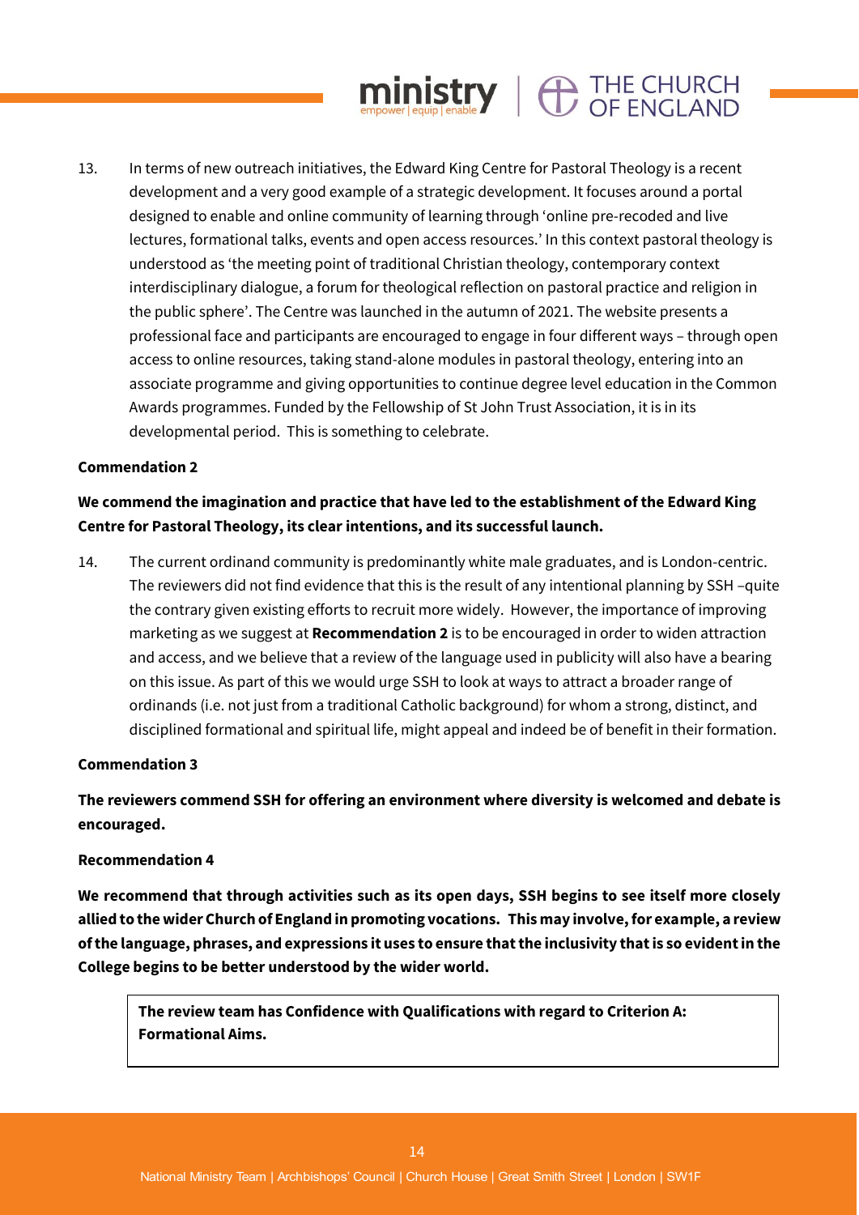13. In terms of new outreach initiatives, the Edward King Centre for Pastoral Theology is a recent development and a very good example of a strategic development. It focuses around a portal designed to enable and online community of learning through 'online pre-recoded and live lectures, formational talks, events and open access resources.' In this context pastoral theology is understood as 'the meeting point of traditional Christian theology, contemporary context interdisciplinary dialogue, a forum for theological reflection on pastoral practice and religion in the public sphere'. The Centre was launched in the autumn of 2021. The website presents a professional face and participants are encouraged to engage in four different ways – through open access to online resources, taking stand-alone modules in pastoral theology, entering into an associate programme and giving opportunities to continue degree level education in the Common Awards programmes. Funded by the Fellowship of St John Trust Association, it is in its developmental period. This is something to celebrate.

**Commendation 2**

**We commend the imagination and practice that have led to the establishment of the Edward King Centre for Pastoral Theology, its clear intentions, and its successful launch.**

14. The current ordinand community is predominantly white male graduates, and is London-centric. The reviewers did not find evidence that this is the result of any intentional planning by SSH –quite the contrary given existing efforts to recruit more widely. However, the importance of improving marketing as we suggest at **Recommendation 2** is to be encouraged in order to widen attraction and access, and we believe that a review of the language used in publicity will also have a bearing on this issue. As part of this we would urge SSH to look at ways to attract a broader range of ordinands (i.e. not just from a traditional Catholic background) for whom a strong, distinct, and disciplined formational and spiritual life, might appeal and indeed be of benefit in their formation.

**Commendation 3**

**The reviewers commend SSH for offering an environment where diversity is welcomed and debate is encouraged.**

**Recommendation 4**

**We recommend that through activities such as its open days, SSH begins to see itself more closely allied to the wider Church of England in promoting vocations. This may involve, for example, a review of the language, phrases, and expressions it uses to ensure that the inclusivity that is so evident in the College begins to be better understood by the wider world.**

**The review team has Confidence with Qualifications with regard to Criterion A: Formational Aims.**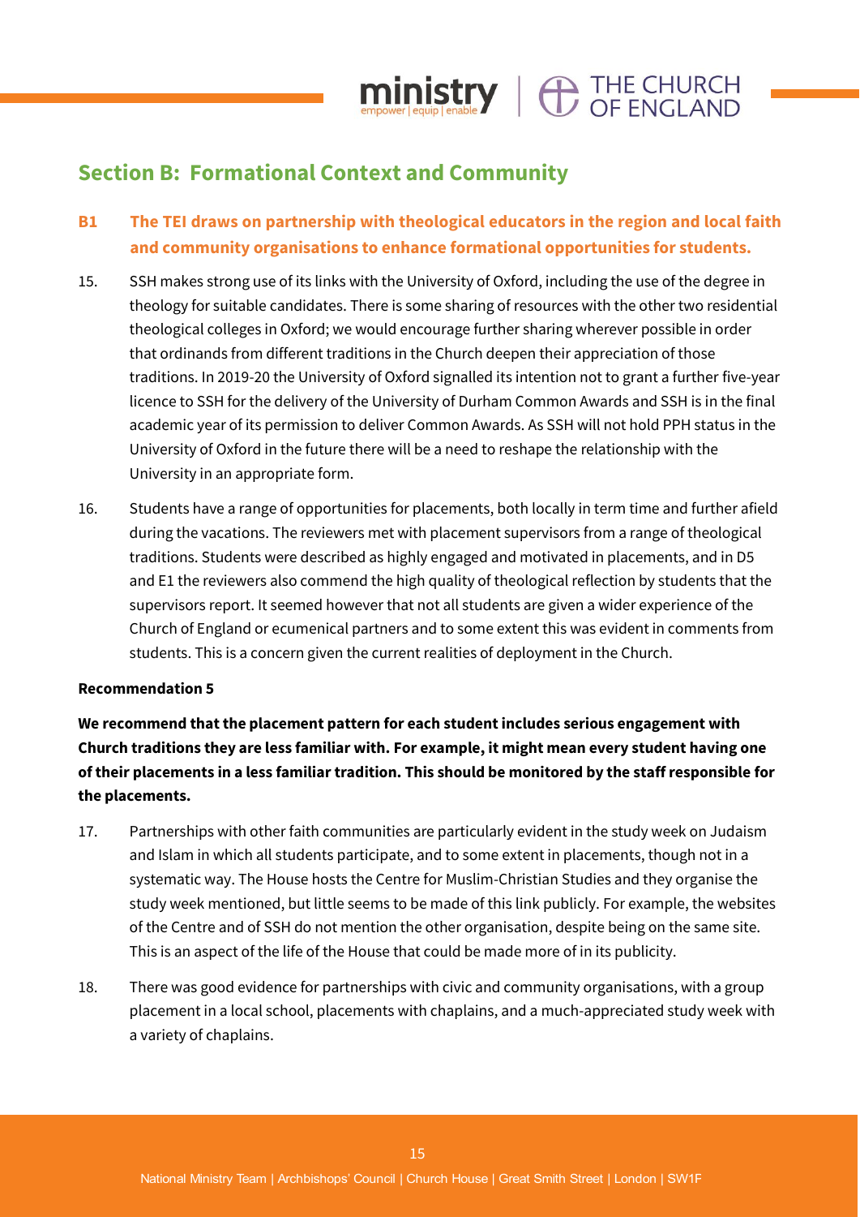## Section B: Formational Context and Community

### B1 The TEI draws on partnership with theological educators in the region and local faith and community organisations to enhance formational opportunities for students.

15. SSH makes strong use of its links with the University of Oxford, including the use of the degree in theology for suitable candidates. There is some sharing of resources with the other two residential theological colleges in Oxford; we would encourage further sharing wherever possible in order that ordinands from different traditions in the Church deepen their appreciation of those traditions. In 2019-20 the University of Oxford signalled its intention not to grant a further five-year licence to SSH for the delivery of the University of Durham Common Awards and SSH is in the final academic year of its permission to deliver Common Awards. As SSH will not hold PPH status in the University of Oxford in the future there will be a need to reshape the relationship with the University in an appropriate form.

16. Students have a range of opportunities for placements, both locally in term time and further afield during the vacations. The reviewers met with placement supervisors from a range of theological traditions. Students were described as highly engaged and motivated in placements, and in D5 and E1 the reviewers also commend the high quality of theological reflection by students that the supervisors report. It seemed however that not all students are given a wider experience of the Church of England or ecumenical partners and to some extent this was evident in comments from students. This is a concern given the current realities of deployment in the Church.

**Recommendation 5**

**We recommend that the placement pattern for each student includes serious engagement with Church traditions they are less familiar with. For example, it might mean every student having one of their placements in a less familiar tradition. This should be monitored by the staff responsible for the placements.**

17. Partnerships with other faith communities are particularly evident in the study week on Judaism and Islam in which all students participate, and to some extent in placements, though not in a systematic way. The House hosts the Centre for Muslim-Christian Studies and they organise the study week mentioned, but little seems to be made of this link publicly. For example, the websites of the Centre and of SSH do not mention the other organisation, despite being on the same site. This is an aspect of the life of the House that could be made more of in its publicity.

18. There was good evidence for partnerships with civic and community organisations, with a group placement in a local school, placements with chaplains, and a much-appreciated study week with a variety of chaplains.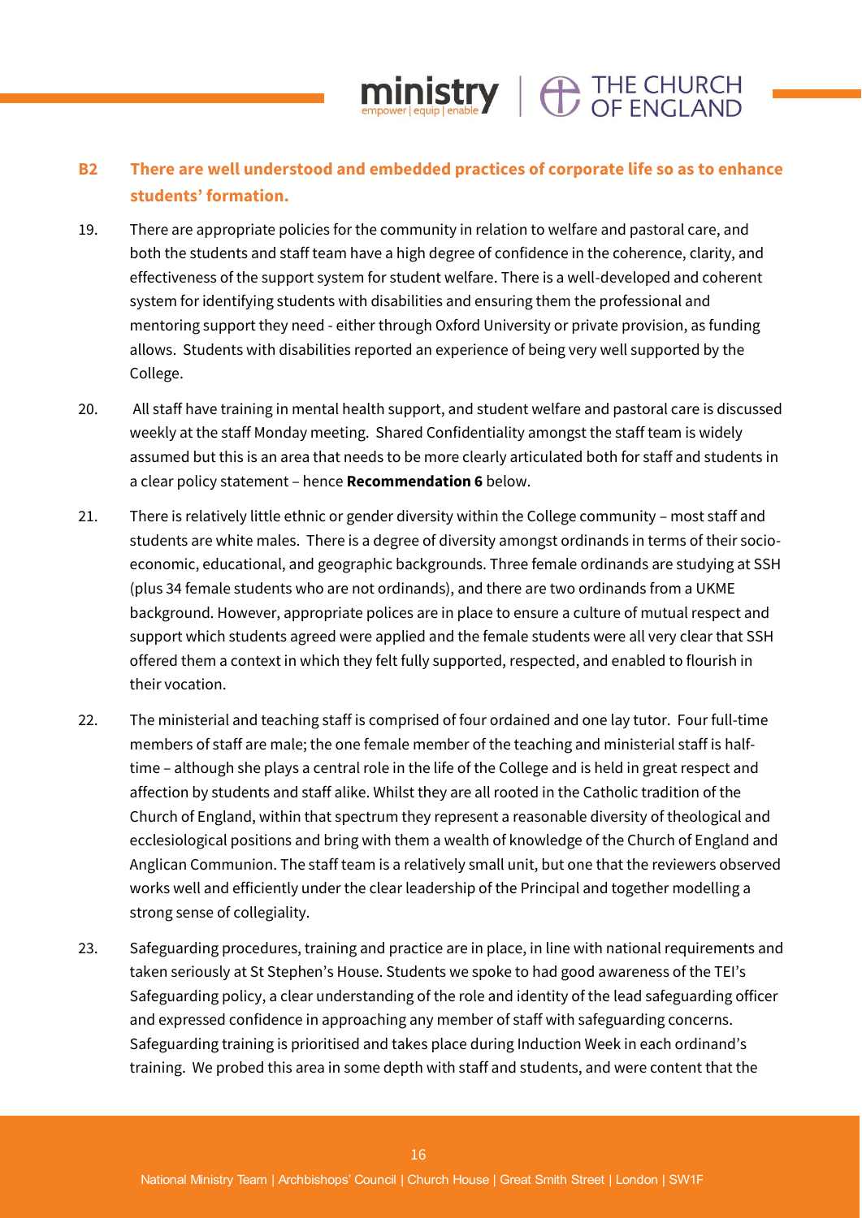## B2 There are well understood and embedded practices of corporate life so as to enhance students' formation.

19. There are appropriate policies for the community in relation to welfare and pastoral care, and both the students and staff team have a high degree of confidence in the coherence, clarity, and effectiveness of the support system for student welfare. There is a well-developed and coherent system for identifying students with disabilities and ensuring them the professional and mentoring support they need - either through Oxford University or private provision, as funding allows. Students with disabilities reported an experience of being very well supported by the College.

20. All staff have training in mental health support, and student welfare and pastoral care is discussed weekly at the staff Monday meeting. Shared Confidentiality amongst the staff team is widely assumed but this is an area that needs to be more clearly articulated both for staff and students in a clear policy statement – hence **Recommendation 6** below.

21. There is relatively little ethnic or gender diversity within the College community – most staff and students are white males. There is a degree of diversity amongst ordinands in terms of their socio-economic, educational, and geographic backgrounds. Three female ordinands are studying at SSH (plus 34 female students who are not ordinands), and there are two ordinands from a UKME background. However, appropriate polices are in place to ensure a culture of mutual respect and support which students agreed were applied and the female students were all very clear that SSH offered them a context in which they felt fully supported, respected, and enabled to flourish in their vocation.

22. The ministerial and teaching staff is comprised of four ordained and one lay tutor. Four full-time members of staff are male; the one female member of the teaching and ministerial staff is half-time – although she plays a central role in the life of the College and is held in great respect and affection by students and staff alike. Whilst they are all rooted in the Catholic tradition of the Church of England, within that spectrum they represent a reasonable diversity of theological and ecclesiological positions and bring with them a wealth of knowledge of the Church of England and Anglican Communion. The staff team is a relatively small unit, but one that the reviewers observed works well and efficiently under the clear leadership of the Principal and together modelling a strong sense of collegiality.

23. Safeguarding procedures, training and practice are in place, in line with national requirements and taken seriously at St Stephen's House. Students we spoke to had good awareness of the TEI's Safeguarding policy, a clear understanding of the role and identity of the lead safeguarding officer and expressed confidence in approaching any member of staff with safeguarding concerns. Safeguarding training is prioritised and takes place during Induction Week in each ordinand's training. We probed this area in some depth with staff and students, and were content that the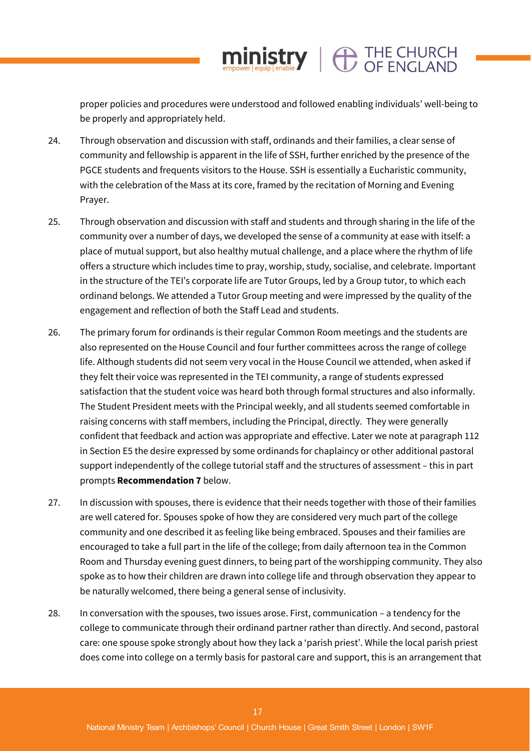proper policies and procedures were understood and followed enabling individuals' well-being to be properly and appropriately held.

24. Through observation and discussion with staff, ordinands and their families, a clear sense of community and fellowship is apparent in the life of SSH, further enriched by the presence of the PGCE students and frequents visitors to the House. SSH is essentially a Eucharistic community, with the celebration of the Mass at its core, framed by the recitation of Morning and Evening Prayer.

25. Through observation and discussion with staff and students and through sharing in the life of the community over a number of days, we developed the sense of a community at ease with itself: a place of mutual support, but also healthy mutual challenge, and a place where the rhythm of life offers a structure which includes time to pray, worship, study, socialise, and celebrate. Important in the structure of the TEI's corporate life are Tutor Groups, led by a Group tutor, to which each ordinand belongs. We attended a Tutor Group meeting and were impressed by the quality of the engagement and reflection of both the Staff Lead and students.

26. The primary forum for ordinands is their regular Common Room meetings and the students are also represented on the House Council and four further committees across the range of college life. Although students did not seem very vocal in the House Council we attended, when asked if they felt their voice was represented in the TEI community, a range of students expressed satisfaction that the student voice was heard both through formal structures and also informally. The Student President meets with the Principal weekly, and all students seemed comfortable in raising concerns with staff members, including the Principal, directly. They were generally confident that feedback and action was appropriate and effective. Later we note at paragraph 112 in Section E5 the desire expressed by some ordinands for chaplaincy or other additional pastoral support independently of the college tutorial staff and the structures of assessment – this in part prompts **Recommendation 7** below.

27. In discussion with spouses, there is evidence that their needs together with those of their families are well catered for. Spouses spoke of how they are considered very much part of the college community and one described it as feeling like being embraced. Spouses and their families are encouraged to take a full part in the life of the college; from daily afternoon tea in the Common Room and Thursday evening guest dinners, to being part of the worshipping community. They also spoke as to how their children are drawn into college life and through observation they appear to be naturally welcomed, there being a general sense of inclusivity.

28. In conversation with the spouses, two issues arose. First, communication – a tendency for the college to communicate through their ordinand partner rather than directly. And second, pastoral care: one spouse spoke strongly about how they lack a 'parish priest'. While the local parish priest does come into college on a termly basis for pastoral care and support, this is an arrangement that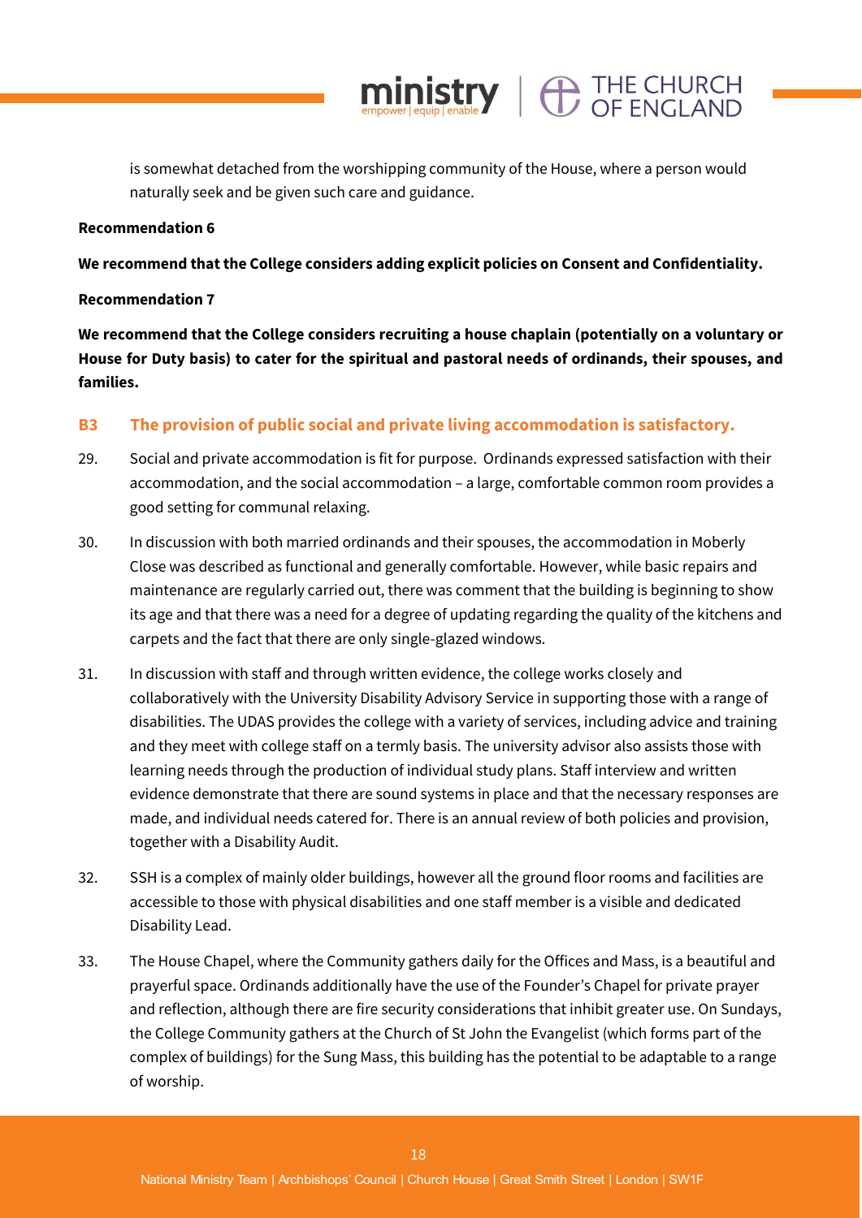is somewhat detached from the worshipping community of the House, where a person would naturally seek and be given such care and guidance.

**Recommendation 6**

**We recommend that the College considers adding explicit policies on Consent and Confidentiality.**

**Recommendation 7**

**We recommend that the College considers recruiting a house chaplain (potentially on a voluntary or House for Duty basis) to cater for the spiritual and pastoral needs of ordinands, their spouses, and families.**

### B3 The provision of public social and private living accommodation is satisfactory.

29. Social and private accommodation is fit for purpose. Ordinands expressed satisfaction with their accommodation, and the social accommodation – a large, comfortable common room provides a good setting for communal relaxing.

30. In discussion with both married ordinands and their spouses, the accommodation in Moberly Close was described as functional and generally comfortable. However, while basic repairs and maintenance are regularly carried out, there was comment that the building is beginning to show its age and that there was a need for a degree of updating regarding the quality of the kitchens and carpets and the fact that there are only single-glazed windows.

31. In discussion with staff and through written evidence, the college works closely and collaboratively with the University Disability Advisory Service in supporting those with a range of disabilities. The UDAS provides the college with a variety of services, including advice and training and they meet with college staff on a termly basis. The university advisor also assists those with learning needs through the production of individual study plans. Staff interview and written evidence demonstrate that there are sound systems in place and that the necessary responses are made, and individual needs catered for. There is an annual review of both policies and provision, together with a Disability Audit.

32. SSH is a complex of mainly older buildings, however all the ground floor rooms and facilities are accessible to those with physical disabilities and one staff member is a visible and dedicated Disability Lead.

33. The House Chapel, where the Community gathers daily for the Offices and Mass, is a beautiful and prayerful space. Ordinands additionally have the use of the Founder's Chapel for private prayer and reflection, although there are fire security considerations that inhibit greater use. On Sundays, the College Community gathers at the Church of St John the Evangelist (which forms part of the complex of buildings) for the Sung Mass, this building has the potential to be adaptable to a range of worship.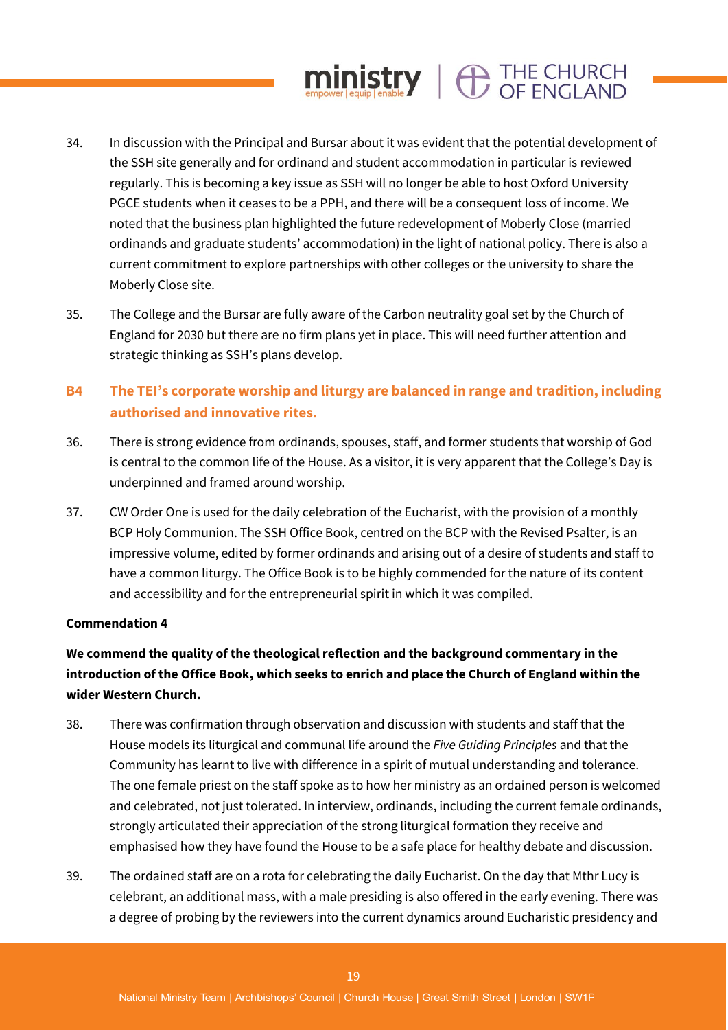34. In discussion with the Principal and Bursar about it was evident that the potential development of the SSH site generally and for ordinand and student accommodation in particular is reviewed regularly. This is becoming a key issue as SSH will no longer be able to host Oxford University PGCE students when it ceases to be a PPH, and there will be a consequent loss of income. We noted that the business plan highlighted the future redevelopment of Moberly Close (married ordinands and graduate students' accommodation) in the light of national policy. There is also a current commitment to explore partnerships with other colleges or the university to share the Moberly Close site.

35. The College and the Bursar are fully aware of the Carbon neutrality goal set by the Church of England for 2030 but there are no firm plans yet in place. This will need further attention and strategic thinking as SSH's plans develop.

## B4 The TEI's corporate worship and liturgy are balanced in range and tradition, including authorised and innovative rites.

36. There is strong evidence from ordinands, spouses, staff, and former students that worship of God is central to the common life of the House. As a visitor, it is very apparent that the College's Day is underpinned and framed around worship.

37. CW Order One is used for the daily celebration of the Eucharist, with the provision of a monthly BCP Holy Communion. The SSH Office Book, centred on the BCP with the Revised Psalter, is an impressive volume, edited by former ordinands and arising out of a desire of students and staff to have a common liturgy. The Office Book is to be highly commended for the nature of its content and accessibility and for the entrepreneurial spirit in which it was compiled.

**Commendation 4**

**We commend the quality of the theological reflection and the background commentary in the introduction of the Office Book, which seeks to enrich and place the Church of England within the wider Western Church.**

38. There was confirmation through observation and discussion with students and staff that the House models its liturgical and communal life around the *Five Guiding Principles* and that the Community has learnt to live with difference in a spirit of mutual understanding and tolerance. The one female priest on the staff spoke as to how her ministry as an ordained person is welcomed and celebrated, not just tolerated. In interview, ordinands, including the current female ordinands, strongly articulated their appreciation of the strong liturgical formation they receive and emphasised how they have found the House to be a safe place for healthy debate and discussion.

39. The ordained staff are on a rota for celebrating the daily Eucharist. On the day that Mthr Lucy is celebrant, an additional mass, with a male presiding is also offered in the early evening. There was a degree of probing by the reviewers into the current dynamics around Eucharistic presidency and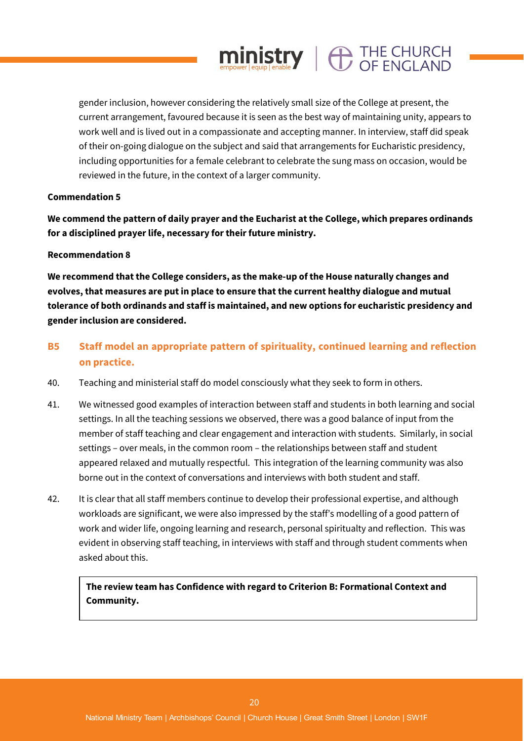gender inclusion, however considering the relatively small size of the College at present, the current arrangement, favoured because it is seen as the best way of maintaining unity, appears to work well and is lived out in a compassionate and accepting manner. In interview, staff did speak of their on-going dialogue on the subject and said that arrangements for Eucharistic presidency, including opportunities for a female celebrant to celebrate the sung mass on occasion, would be reviewed in the future, in the context of a larger community.

**Commendation 5**

**We commend the pattern of daily prayer and the Eucharist at the College, which prepares ordinands for a disciplined prayer life, necessary for their future ministry.**

**Recommendation 8**

**We recommend that the College considers, as the make-up of the House naturally changes and evolves, that measures are put in place to ensure that the current healthy dialogue and mutual tolerance of both ordinands and staff is maintained, and new options for eucharistic presidency and gender inclusion are considered.**

## B5 Staff model an appropriate pattern of spirituality, continued learning and reflection on practice.

40. Teaching and ministerial staff do model consciously what they seek to form in others.

41. We witnessed good examples of interaction between staff and students in both learning and social settings. In all the teaching sessions we observed, there was a good balance of input from the member of staff teaching and clear engagement and interaction with students. Similarly, in social settings – over meals, in the common room – the relationships between staff and student appeared relaxed and mutually respectful. This integration of the learning community was also borne out in the context of conversations and interviews with both student and staff.

42. It is clear that all staff members continue to develop their professional expertise, and although workloads are significant, we were also impressed by the staff's modelling of a good pattern of work and wider life, ongoing learning and research, personal spiritualty and reflection. This was evident in observing staff teaching, in interviews with staff and through student comments when asked about this.

**The review team has Confidence with regard to Criterion B: Formational Context and Community.**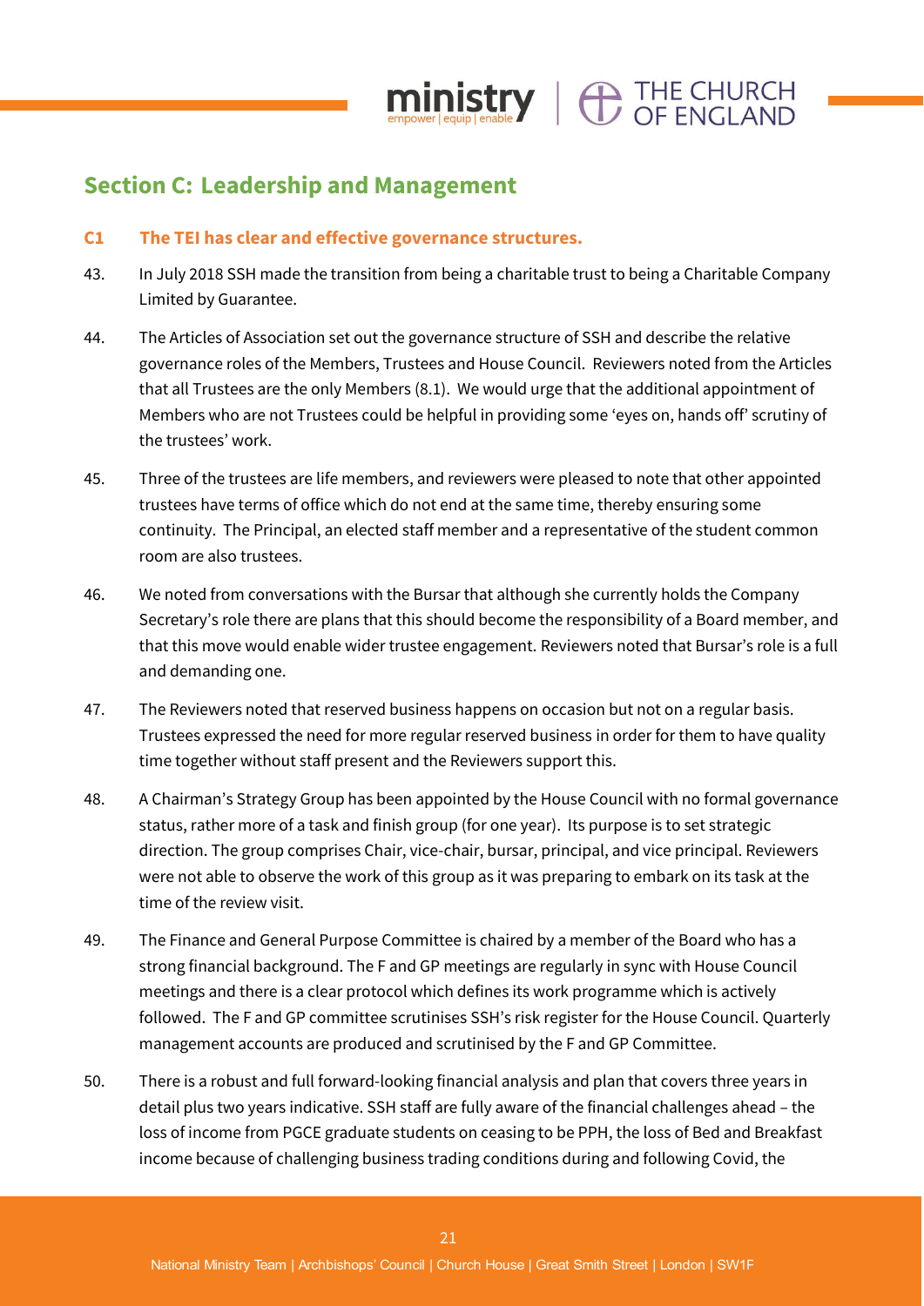## Section C: Leadership and Management

### C1 The TEI has clear and effective governance structures.

43. In July 2018 SSH made the transition from being a charitable trust to being a Charitable Company Limited by Guarantee.

44. The Articles of Association set out the governance structure of SSH and describe the relative governance roles of the Members, Trustees and House Council. Reviewers noted from the Articles that all Trustees are the only Members (8.1). We would urge that the additional appointment of Members who are not Trustees could be helpful in providing some 'eyes on, hands off' scrutiny of the trustees' work.

45. Three of the trustees are life members, and reviewers were pleased to note that other appointed trustees have terms of office which do not end at the same time, thereby ensuring some continuity. The Principal, an elected staff member and a representative of the student common room are also trustees.

46. We noted from conversations with the Bursar that although she currently holds the Company Secretary's role there are plans that this should become the responsibility of a Board member, and that this move would enable wider trustee engagement. Reviewers noted that Bursar's role is a full and demanding one.

47. The Reviewers noted that reserved business happens on occasion but not on a regular basis. Trustees expressed the need for more regular reserved business in order for them to have quality time together without staff present and the Reviewers support this.

48. A Chairman's Strategy Group has been appointed by the House Council with no formal governance status, rather more of a task and finish group (for one year). Its purpose is to set strategic direction. The group comprises Chair, vice-chair, bursar, principal, and vice principal. Reviewers were not able to observe the work of this group as it was preparing to embark on its task at the time of the review visit.

49. The Finance and General Purpose Committee is chaired by a member of the Board who has a strong financial background. The F and GP meetings are regularly in sync with House Council meetings and there is a clear protocol which defines its work programme which is actively followed. The F and GP committee scrutinises SSH's risk register for the House Council. Quarterly management accounts are produced and scrutinised by the F and GP Committee.

50. There is a robust and full forward-looking financial analysis and plan that covers three years in detail plus two years indicative. SSH staff are fully aware of the financial challenges ahead – the loss of income from PGCE graduate students on ceasing to be PPH, the loss of Bed and Breakfast income because of challenging business trading conditions during and following Covid, the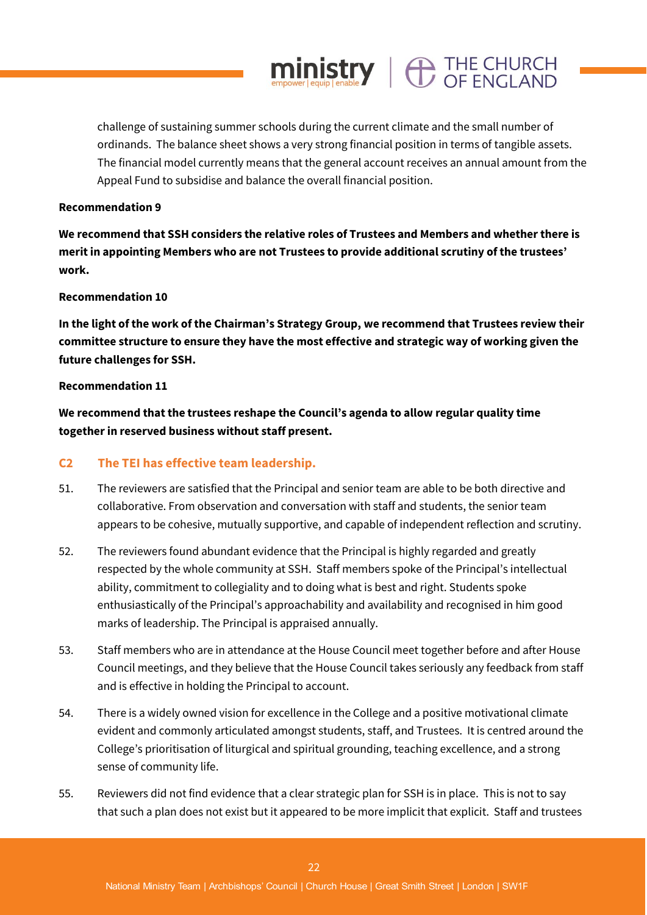challenge of sustaining summer schools during the current climate and the small number of ordinands. The balance sheet shows a very strong financial position in terms of tangible assets. The financial model currently means that the general account receives an annual amount from the Appeal Fund to subsidise and balance the overall financial position.

**Recommendation 9**

**We recommend that SSH considers the relative roles of Trustees and Members and whether there is merit in appointing Members who are not Trustees to provide additional scrutiny of the trustees' work.**

**Recommendation 10**

**In the light of the work of the Chairman's Strategy Group, we recommend that Trustees review their committee structure to ensure they have the most effective and strategic way of working given the future challenges for SSH.**

**Recommendation 11**

**We recommend that the trustees reshape the Council's agenda to allow regular quality time together in reserved business without staff present.**

### C2 The TEI has effective team leadership.

51. The reviewers are satisfied that the Principal and senior team are able to be both directive and collaborative. From observation and conversation with staff and students, the senior team appears to be cohesive, mutually supportive, and capable of independent reflection and scrutiny.

52. The reviewers found abundant evidence that the Principal is highly regarded and greatly respected by the whole community at SSH. Staff members spoke of the Principal's intellectual ability, commitment to collegiality and to doing what is best and right. Students spoke enthusiastically of the Principal's approachability and availability and recognised in him good marks of leadership. The Principal is appraised annually.

53. Staff members who are in attendance at the House Council meet together before and after House Council meetings, and they believe that the House Council takes seriously any feedback from staff and is effective in holding the Principal to account.

54. There is a widely owned vision for excellence in the College and a positive motivational climate evident and commonly articulated amongst students, staff, and Trustees. It is centred around the College's prioritisation of liturgical and spiritual grounding, teaching excellence, and a strong sense of community life.

55. Reviewers did not find evidence that a clear strategic plan for SSH is in place. This is not to say that such a plan does not exist but it appeared to be more implicit that explicit. Staff and trustees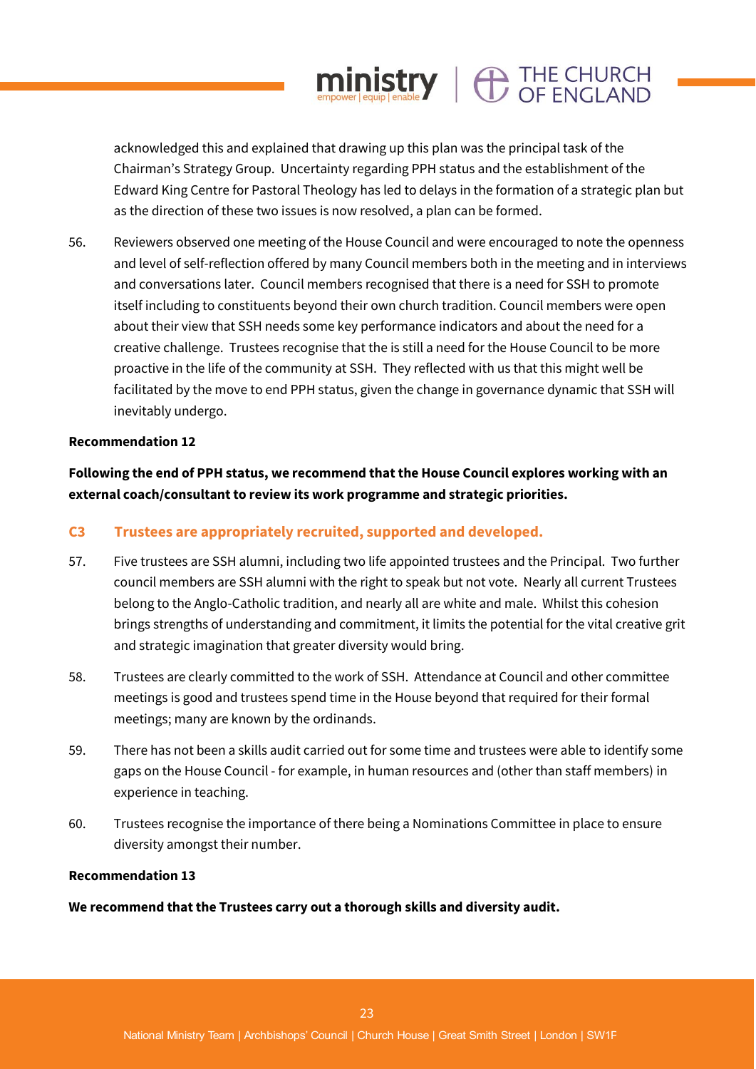acknowledged this and explained that drawing up this plan was the principal task of the Chairman's Strategy Group. Uncertainty regarding PPH status and the establishment of the Edward King Centre for Pastoral Theology has led to delays in the formation of a strategic plan but as the direction of these two issues is now resolved, a plan can be formed.

56. Reviewers observed one meeting of the House Council and were encouraged to note the openness and level of self-reflection offered by many Council members both in the meeting and in interviews and conversations later. Council members recognised that there is a need for SSH to promote itself including to constituents beyond their own church tradition. Council members were open about their view that SSH needs some key performance indicators and about the need for a creative challenge. Trustees recognise that the is still a need for the House Council to be more proactive in the life of the community at SSH. They reflected with us that this might well be facilitated by the move to end PPH status, given the change in governance dynamic that SSH will inevitably undergo.

**Recommendation 12**

**Following the end of PPH status, we recommend that the House Council explores working with an external coach/consultant to review its work programme and strategic priorities.**

### C3 Trustees are appropriately recruited, supported and developed.

57. Five trustees are SSH alumni, including two life appointed trustees and the Principal. Two further council members are SSH alumni with the right to speak but not vote. Nearly all current Trustees belong to the Anglo-Catholic tradition, and nearly all are white and male. Whilst this cohesion brings strengths of understanding and commitment, it limits the potential for the vital creative grit and strategic imagination that greater diversity would bring.

58. Trustees are clearly committed to the work of SSH. Attendance at Council and other committee meetings is good and trustees spend time in the House beyond that required for their formal meetings; many are known by the ordinands.

59. There has not been a skills audit carried out for some time and trustees were able to identify some gaps on the House Council - for example, in human resources and (other than staff members) in experience in teaching.

60. Trustees recognise the importance of there being a Nominations Committee in place to ensure diversity amongst their number.

**Recommendation 13**

**We recommend that the Trustees carry out a thorough skills and diversity audit.**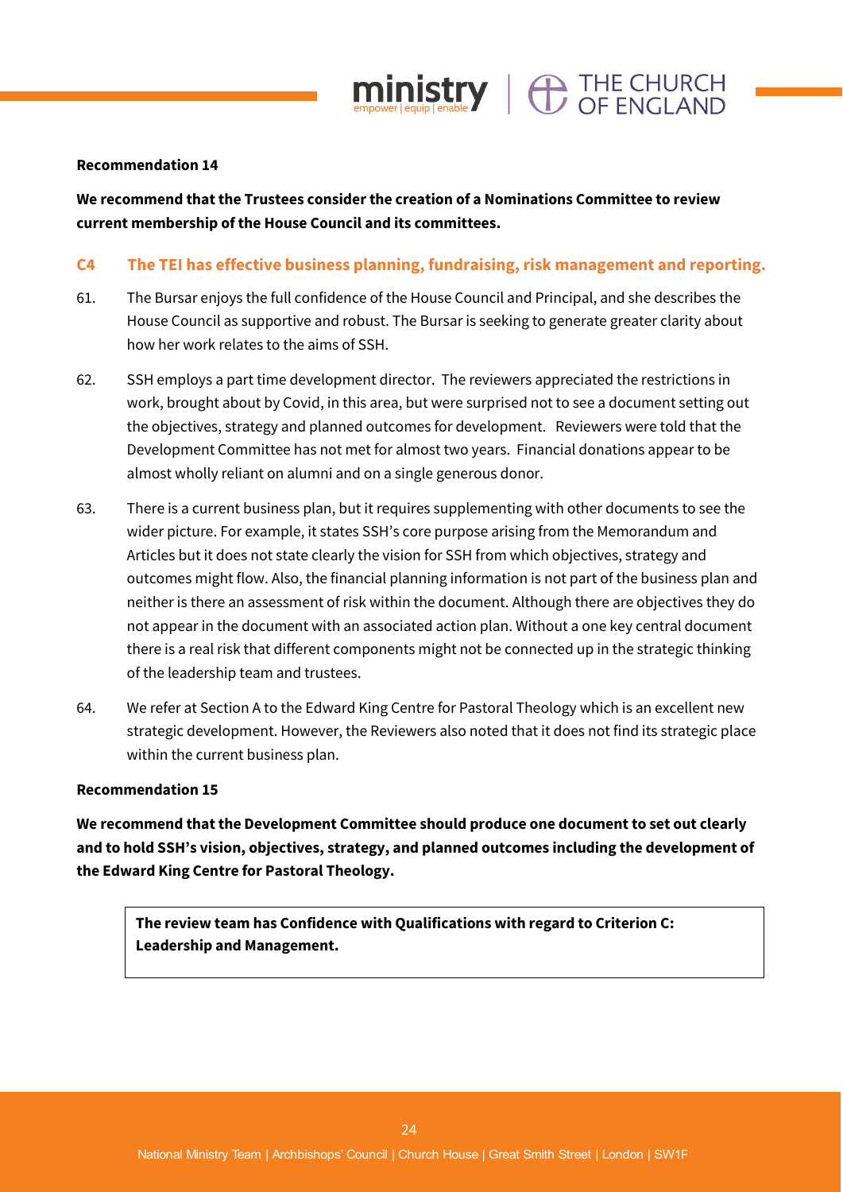**Recommendation 14**

**We recommend that the Trustees consider the creation of a Nominations Committee to review current membership of the House Council and its committees.**

### C4 The TEI has effective business planning, fundraising, risk management and reporting.

61. The Bursar enjoys the full confidence of the House Council and Principal, and she describes the House Council as supportive and robust. The Bursar is seeking to generate greater clarity about how her work relates to the aims of SSH.

62. SSH employs a part time development director. The reviewers appreciated the restrictions in work, brought about by Covid, in this area, but were surprised not to see a document setting out the objectives, strategy and planned outcomes for development. Reviewers were told that the Development Committee has not met for almost two years. Financial donations appear to be almost wholly reliant on alumni and on a single generous donor.

63. There is a current business plan, but it requires supplementing with other documents to see the wider picture. For example, it states SSH's core purpose arising from the Memorandum and Articles but it does not state clearly the vision for SSH from which objectives, strategy and outcomes might flow. Also, the financial planning information is not part of the business plan and neither is there an assessment of risk within the document. Although there are objectives they do not appear in the document with an associated action plan. Without a one key central document there is a real risk that different components might not be connected up in the strategic thinking of the leadership team and trustees.

64. We refer at Section A to the Edward King Centre for Pastoral Theology which is an excellent new strategic development. However, the Reviewers also noted that it does not find its strategic place within the current business plan.

**Recommendation 15**

**We recommend that the Development Committee should produce one document to set out clearly and to hold SSH's vision, objectives, strategy, and planned outcomes including the development of the Edward King Centre for Pastoral Theology.**

**The review team has Confidence with Qualifications with regard to Criterion C: Leadership and Management.**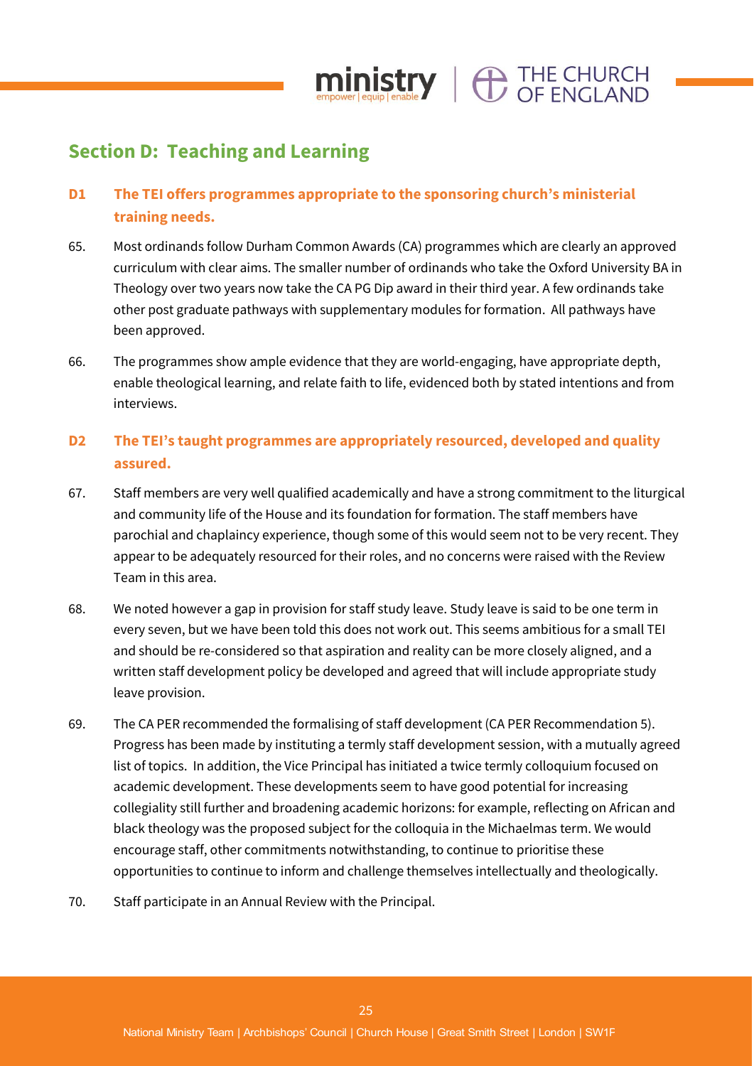## Section D: Teaching and Learning

### D1 The TEI offers programmes appropriate to the sponsoring church's ministerial training needs.

65. Most ordinands follow Durham Common Awards (CA) programmes which are clearly an approved curriculum with clear aims. The smaller number of ordinands who take the Oxford University BA in Theology over two years now take the CA PG Dip award in their third year. A few ordinands take other post graduate pathways with supplementary modules for formation. All pathways have been approved.

66. The programmes show ample evidence that they are world-engaging, have appropriate depth, enable theological learning, and relate faith to life, evidenced both by stated intentions and from interviews.

### D2 The TEI's taught programmes are appropriately resourced, developed and quality assured.

67. Staff members are very well qualified academically and have a strong commitment to the liturgical and community life of the House and its foundation for formation. The staff members have parochial and chaplaincy experience, though some of this would seem not to be very recent. They appear to be adequately resourced for their roles, and no concerns were raised with the Review Team in this area.

68. We noted however a gap in provision for staff study leave. Study leave is said to be one term in every seven, but we have been told this does not work out. This seems ambitious for a small TEI and should be re-considered so that aspiration and reality can be more closely aligned, and a written staff development policy be developed and agreed that will include appropriate study leave provision.

69. The CA PER recommended the formalising of staff development (CA PER Recommendation 5). Progress has been made by instituting a termly staff development session, with a mutually agreed list of topics. In addition, the Vice Principal has initiated a twice termly colloquium focused on academic development. These developments seem to have good potential for increasing collegiality still further and broadening academic horizons: for example, reflecting on African and black theology was the proposed subject for the colloquia in the Michaelmas term. We would encourage staff, other commitments notwithstanding, to continue to prioritise these opportunities to continue to inform and challenge themselves intellectually and theologically.

70. Staff participate in an Annual Review with the Principal.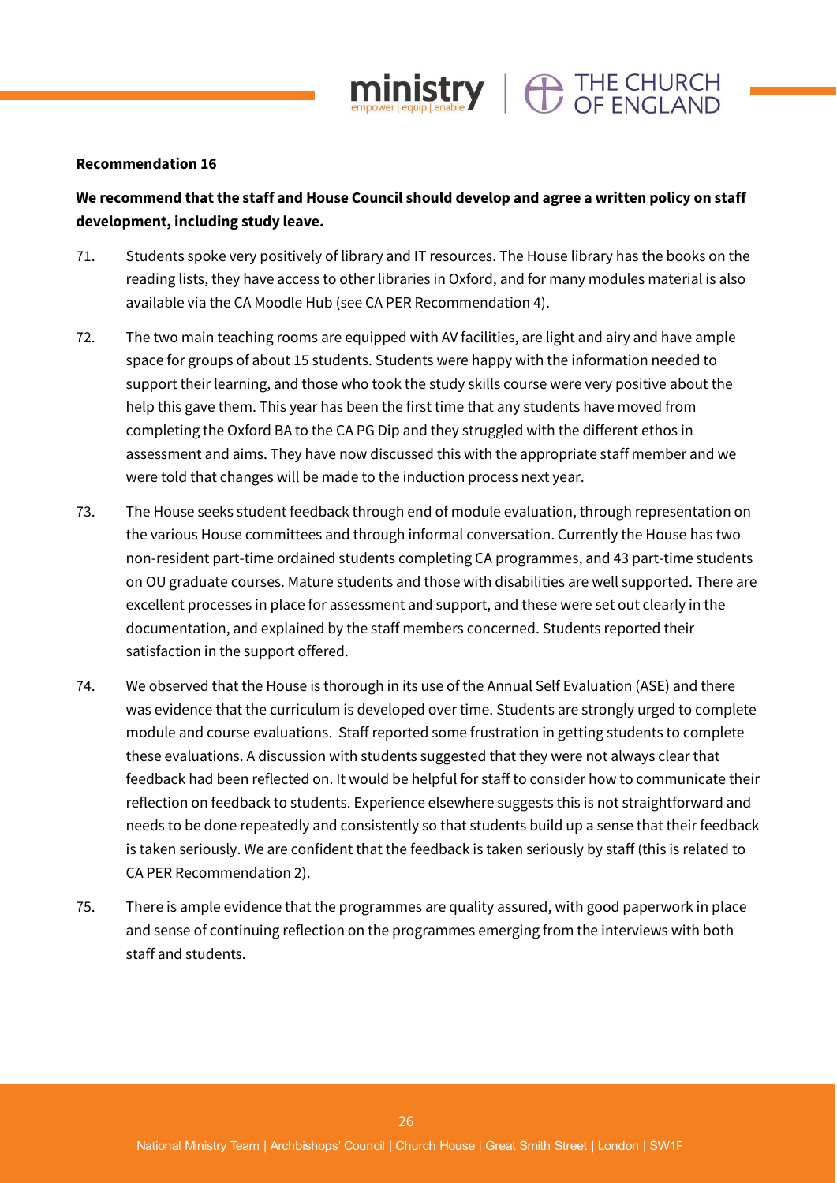**Recommendation 16**

**We recommend that the staff and House Council should develop and agree a written policy on staff development, including study leave.**

71. Students spoke very positively of library and IT resources. The House library has the books on the reading lists, they have access to other libraries in Oxford, and for many modules material is also available via the CA Moodle Hub (see CA PER Recommendation 4).

72. The two main teaching rooms are equipped with AV facilities, are light and airy and have ample space for groups of about 15 students. Students were happy with the information needed to support their learning, and those who took the study skills course were very positive about the help this gave them. This year has been the first time that any students have moved from completing the Oxford BA to the CA PG Dip and they struggled with the different ethos in assessment and aims. They have now discussed this with the appropriate staff member and we were told that changes will be made to the induction process next year.

73. The House seeks student feedback through end of module evaluation, through representation on the various House committees and through informal conversation. Currently the House has two non-resident part-time ordained students completing CA programmes, and 43 part-time students on OU graduate courses. Mature students and those with disabilities are well supported. There are excellent processes in place for assessment and support, and these were set out clearly in the documentation, and explained by the staff members concerned. Students reported their satisfaction in the support offered.

74. We observed that the House is thorough in its use of the Annual Self Evaluation (ASE) and there was evidence that the curriculum is developed over time. Students are strongly urged to complete module and course evaluations. Staff reported some frustration in getting students to complete these evaluations. A discussion with students suggested that they were not always clear that feedback had been reflected on. It would be helpful for staff to consider how to communicate their reflection on feedback to students. Experience elsewhere suggests this is not straightforward and needs to be done repeatedly and consistently so that students build up a sense that their feedback is taken seriously. We are confident that the feedback is taken seriously by staff (this is related to CA PER Recommendation 2).

75. There is ample evidence that the programmes are quality assured, with good paperwork in place and sense of continuing reflection on the programmes emerging from the interviews with both staff and students.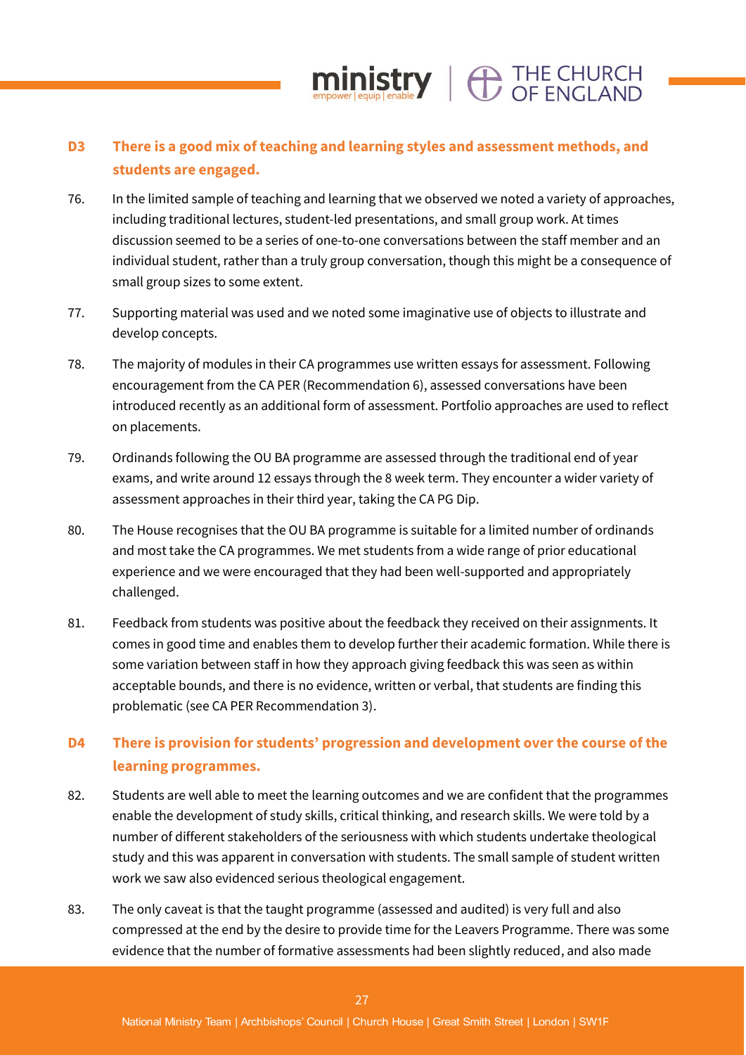### D3 There is a good mix of teaching and learning styles and assessment methods, and students are engaged.

76. In the limited sample of teaching and learning that we observed we noted a variety of approaches, including traditional lectures, student-led presentations, and small group work. At times discussion seemed to be a series of one-to-one conversations between the staff member and an individual student, rather than a truly group conversation, though this might be a consequence of small group sizes to some extent.

77. Supporting material was used and we noted some imaginative use of objects to illustrate and develop concepts.

78. The majority of modules in their CA programmes use written essays for assessment. Following encouragement from the CA PER (Recommendation 6), assessed conversations have been introduced recently as an additional form of assessment. Portfolio approaches are used to reflect on placements.

79. Ordinands following the OU BA programme are assessed through the traditional end of year exams, and write around 12 essays through the 8 week term. They encounter a wider variety of assessment approaches in their third year, taking the CA PG Dip.

80. The House recognises that the OU BA programme is suitable for a limited number of ordinands and most take the CA programmes. We met students from a wide range of prior educational experience and we were encouraged that they had been well-supported and appropriately challenged.

81. Feedback from students was positive about the feedback they received on their assignments. It comes in good time and enables them to develop further their academic formation. While there is some variation between staff in how they approach giving feedback this was seen as within acceptable bounds, and there is no evidence, written or verbal, that students are finding this problematic (see CA PER Recommendation 3).

### D4 There is provision for students' progression and development over the course of the learning programmes.

82. Students are well able to meet the learning outcomes and we are confident that the programmes enable the development of study skills, critical thinking, and research skills. We were told by a number of different stakeholders of the seriousness with which students undertake theological study and this was apparent in conversation with students. The small sample of student written work we saw also evidenced serious theological engagement.

83. The only caveat is that the taught programme (assessed and audited) is very full and also compressed at the end by the desire to provide time for the Leavers Programme. There was some evidence that the number of formative assessments had been slightly reduced, and also made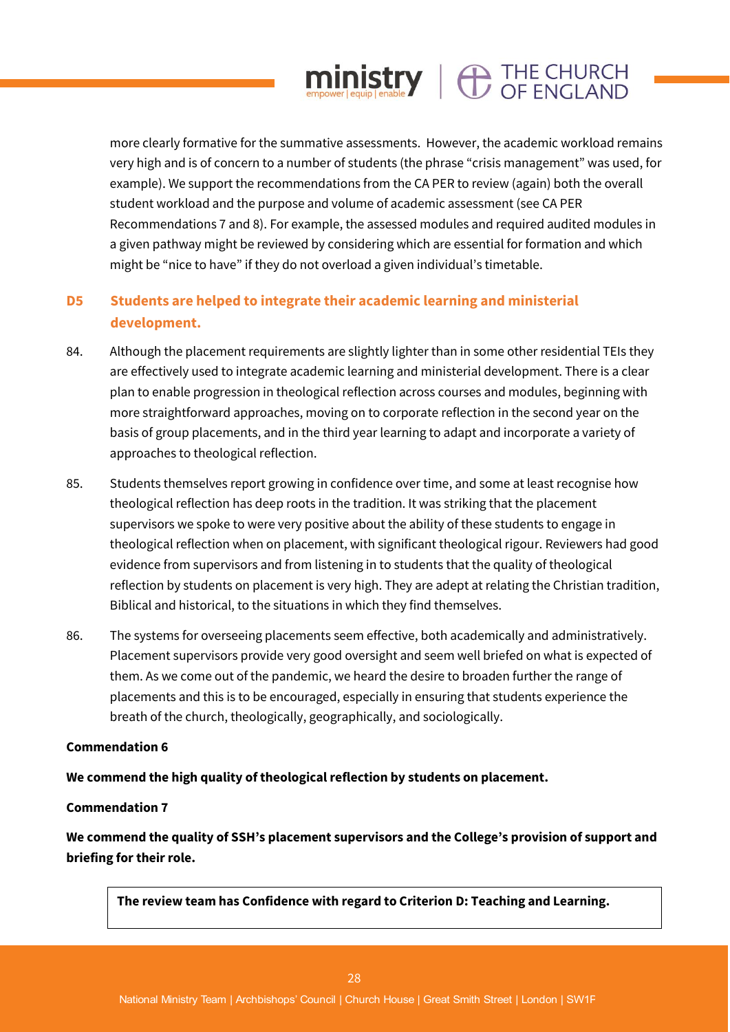more clearly formative for the summative assessments. However, the academic workload remains very high and is of concern to a number of students (the phrase "crisis management" was used, for example). We support the recommendations from the CA PER to review (again) both the overall student workload and the purpose and volume of academic assessment (see CA PER Recommendations 7 and 8). For example, the assessed modules and required audited modules in a given pathway might be reviewed by considering which are essential for formation and which might be "nice to have" if they do not overload a given individual's timetable.

### D5 Students are helped to integrate their academic learning and ministerial development.

84. Although the placement requirements are slightly lighter than in some other residential TEIs they are effectively used to integrate academic learning and ministerial development. There is a clear plan to enable progression in theological reflection across courses and modules, beginning with more straightforward approaches, moving on to corporate reflection in the second year on the basis of group placements, and in the third year learning to adapt and incorporate a variety of approaches to theological reflection.

85. Students themselves report growing in confidence over time, and some at least recognise how theological reflection has deep roots in the tradition. It was striking that the placement supervisors we spoke to were very positive about the ability of these students to engage in theological reflection when on placement, with significant theological rigour. Reviewers had good evidence from supervisors and from listening in to students that the quality of theological reflection by students on placement is very high. They are adept at relating the Christian tradition, Biblical and historical, to the situations in which they find themselves.

86. The systems for overseeing placements seem effective, both academically and administratively. Placement supervisors provide very good oversight and seem well briefed on what is expected of them. As we come out of the pandemic, we heard the desire to broaden further the range of placements and this is to be encouraged, especially in ensuring that students experience the breath of the church, theologically, geographically, and sociologically.

**Commendation 6**

**We commend the high quality of theological reflection by students on placement.**

**Commendation 7**

**We commend the quality of SSH's placement supervisors and the College's provision of support and briefing for their role.**

**The review team has Confidence with regard to Criterion D: Teaching and Learning.**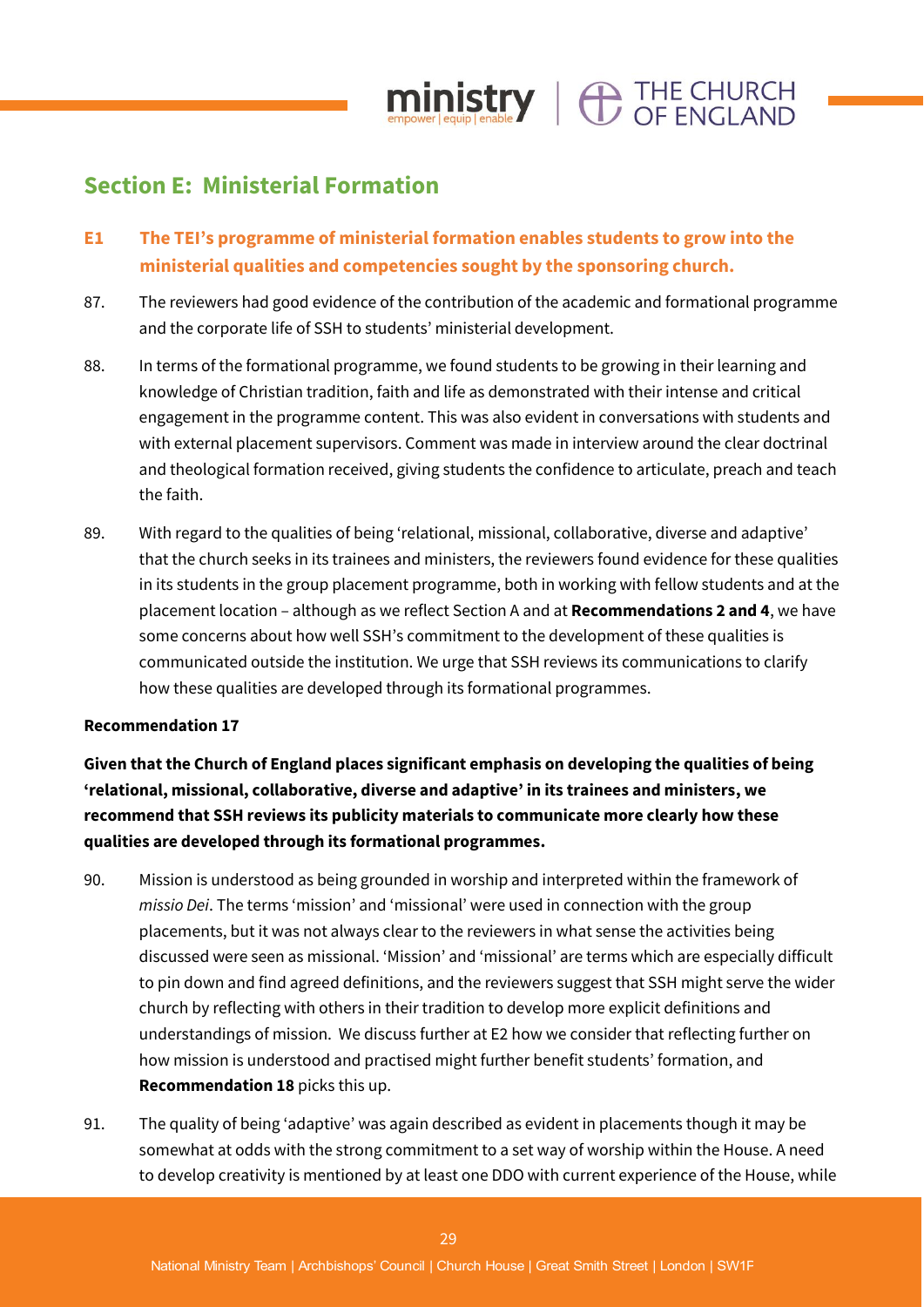## Section E: Ministerial Formation

### E1 The TEI's programme of ministerial formation enables students to grow into the ministerial qualities and competencies sought by the sponsoring church.

87. The reviewers had good evidence of the contribution of the academic and formational programme and the corporate life of SSH to students' ministerial development.

88. In terms of the formational programme, we found students to be growing in their learning and knowledge of Christian tradition, faith and life as demonstrated with their intense and critical engagement in the programme content. This was also evident in conversations with students and with external placement supervisors. Comment was made in interview around the clear doctrinal and theological formation received, giving students the confidence to articulate, preach and teach the faith.

89. With regard to the qualities of being 'relational, missional, collaborative, diverse and adaptive' that the church seeks in its trainees and ministers, the reviewers found evidence for these qualities in its students in the group placement programme, both in working with fellow students and at the placement location – although as we reflect Section A and at **Recommendations 2 and 4**, we have some concerns about how well SSH's commitment to the development of these qualities is communicated outside the institution. We urge that SSH reviews its communications to clarify how these qualities are developed through its formational programmes.

**Recommendation 17**

**Given that the Church of England places significant emphasis on developing the qualities of being 'relational, missional, collaborative, diverse and adaptive' in its trainees and ministers, we recommend that SSH reviews its publicity materials to communicate more clearly how these qualities are developed through its formational programmes.**

90. Mission is understood as being grounded in worship and interpreted within the framework of *missio Dei*. The terms 'mission' and 'missional' were used in connection with the group placements, but it was not always clear to the reviewers in what sense the activities being discussed were seen as missional. 'Mission' and 'missional' are terms which are especially difficult to pin down and find agreed definitions, and the reviewers suggest that SSH might serve the wider church by reflecting with others in their tradition to develop more explicit definitions and understandings of mission. We discuss further at E2 how we consider that reflecting further on how mission is understood and practised might further benefit students' formation, and **Recommendation 18** picks this up.

91. The quality of being 'adaptive' was again described as evident in placements though it may be somewhat at odds with the strong commitment to a set way of worship within the House. A need to develop creativity is mentioned by at least one DDO with current experience of the House, while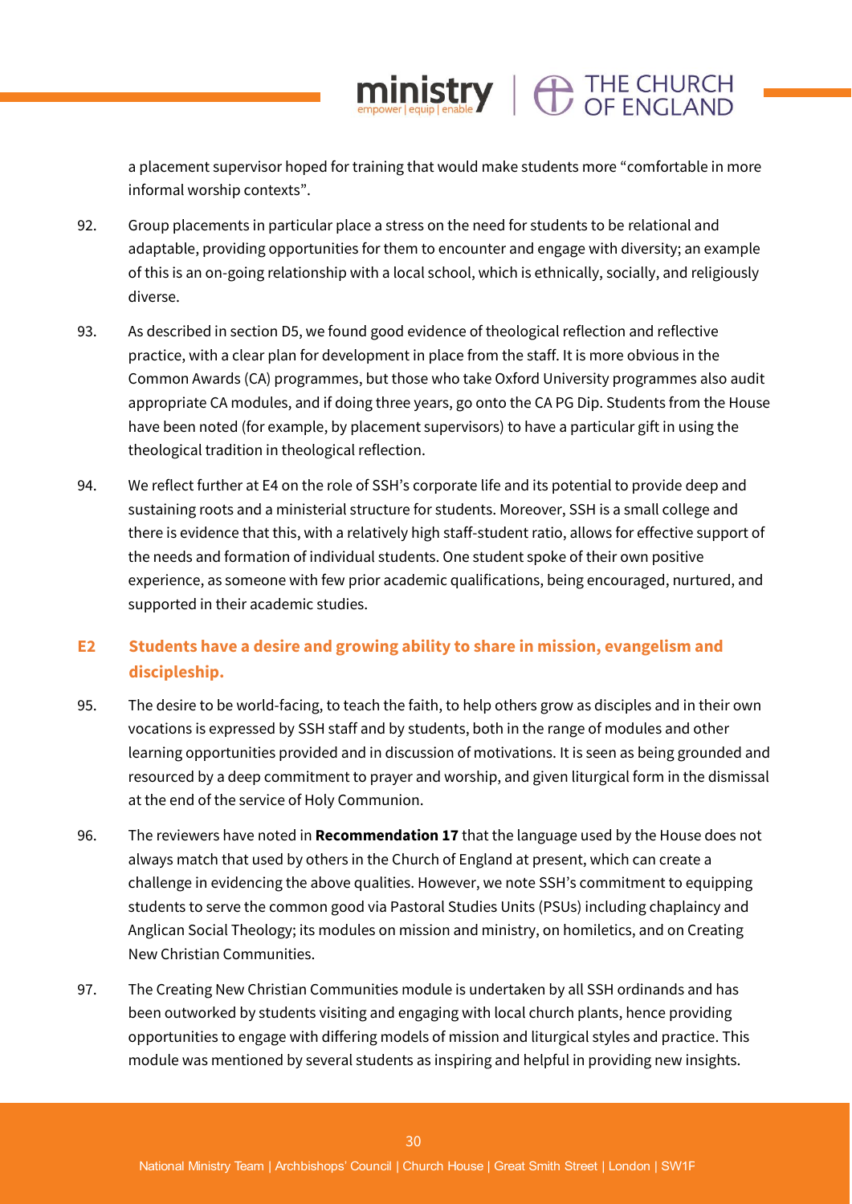a placement supervisor hoped for training that would make students more “comfortable in more informal worship contexts”.

92. Group placements in particular place a stress on the need for students to be relational and adaptable, providing opportunities for them to encounter and engage with diversity; an example of this is an on-going relationship with a local school, which is ethnically, socially, and religiously diverse.

93. As described in section D5, we found good evidence of theological reflection and reflective practice, with a clear plan for development in place from the staff. It is more obvious in the Common Awards (CA) programmes, but those who take Oxford University programmes also audit appropriate CA modules, and if doing three years, go onto the CA PG Dip. Students from the House have been noted (for example, by placement supervisors) to have a particular gift in using the theological tradition in theological reflection.

94. We reflect further at E4 on the role of SSH’s corporate life and its potential to provide deep and sustaining roots and a ministerial structure for students. Moreover, SSH is a small college and there is evidence that this, with a relatively high staff-student ratio, allows for effective support of the needs and formation of individual students. One student spoke of their own positive experience, as someone with few prior academic qualifications, being encouraged, nurtured, and supported in their academic studies.

## E2 Students have a desire and growing ability to share in mission, evangelism and discipleship.

95. The desire to be world-facing, to teach the faith, to help others grow as disciples and in their own vocations is expressed by SSH staff and by students, both in the range of modules and other learning opportunities provided and in discussion of motivations. It is seen as being grounded and resourced by a deep commitment to prayer and worship, and given liturgical form in the dismissal at the end of the service of Holy Communion.

96. The reviewers have noted in **Recommendation 17** that the language used by the House does not always match that used by others in the Church of England at present, which can create a challenge in evidencing the above qualities. However, we note SSH’s commitment to equipping students to serve the common good via Pastoral Studies Units (PSUs) including chaplaincy and Anglican Social Theology; its modules on mission and ministry, on homiletics, and on Creating New Christian Communities.

97. The Creating New Christian Communities module is undertaken by all SSH ordinands and has been outworked by students visiting and engaging with local church plants, hence providing opportunities to engage with differing models of mission and liturgical styles and practice. This module was mentioned by several students as inspiring and helpful in providing new insights.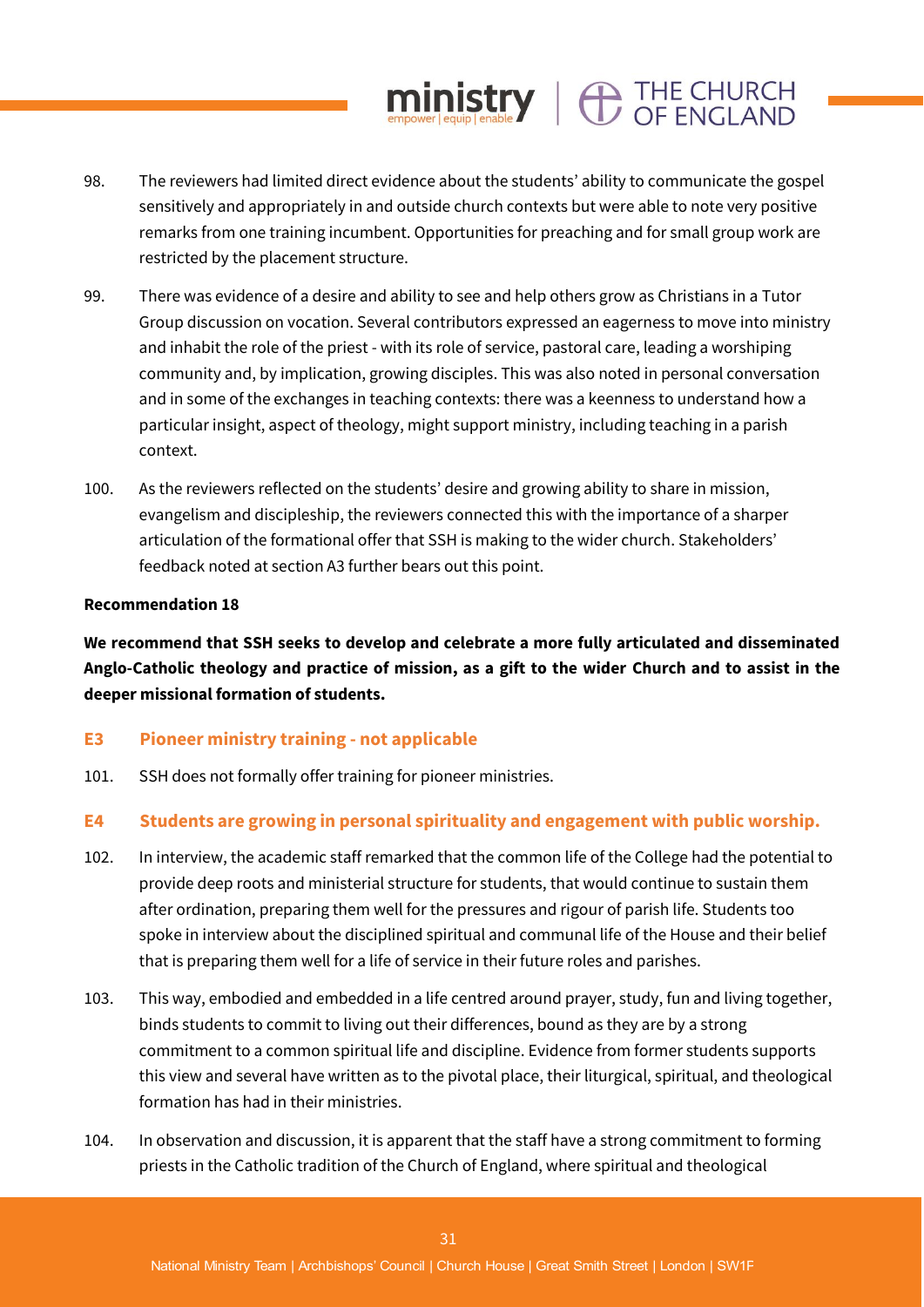98. The reviewers had limited direct evidence about the students' ability to communicate the gospel sensitively and appropriately in and outside church contexts but were able to note very positive remarks from one training incumbent. Opportunities for preaching and for small group work are restricted by the placement structure.

99. There was evidence of a desire and ability to see and help others grow as Christians in a Tutor Group discussion on vocation. Several contributors expressed an eagerness to move into ministry and inhabit the role of the priest - with its role of service, pastoral care, leading a worshiping community and, by implication, growing disciples. This was also noted in personal conversation and in some of the exchanges in teaching contexts: there was a keenness to understand how a particular insight, aspect of theology, might support ministry, including teaching in a parish context.

100. As the reviewers reflected on the students' desire and growing ability to share in mission, evangelism and discipleship, the reviewers connected this with the importance of a sharper articulation of the formational offer that SSH is making to the wider church. Stakeholders' feedback noted at section A3 further bears out this point.

**Recommendation 18**

**We recommend that SSH seeks to develop and celebrate a more fully articulated and disseminated Anglo-Catholic theology and practice of mission, as a gift to the wider Church and to assist in the deeper missional formation of students.**

### E3 Pioneer ministry training - not applicable

101. SSH does not formally offer training for pioneer ministries.

### E4 Students are growing in personal spirituality and engagement with public worship.

102. In interview, the academic staff remarked that the common life of the College had the potential to provide deep roots and ministerial structure for students, that would continue to sustain them after ordination, preparing them well for the pressures and rigour of parish life. Students too spoke in interview about the disciplined spiritual and communal life of the House and their belief that is preparing them well for a life of service in their future roles and parishes.

103. This way, embodied and embedded in a life centred around prayer, study, fun and living together, binds students to commit to living out their differences, bound as they are by a strong commitment to a common spiritual life and discipline. Evidence from former students supports this view and several have written as to the pivotal place, their liturgical, spiritual, and theological formation has had in their ministries.

104. In observation and discussion, it is apparent that the staff have a strong commitment to forming priests in the Catholic tradition of the Church of England, where spiritual and theological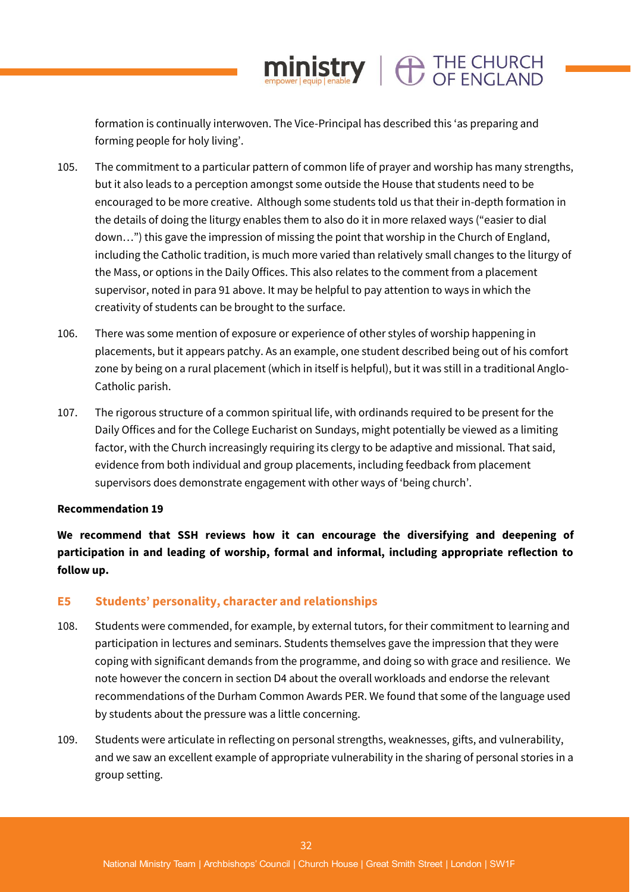formation is continually interwoven. The Vice-Principal has described this 'as preparing and forming people for holy living'.

105. The commitment to a particular pattern of common life of prayer and worship has many strengths, but it also leads to a perception amongst some outside the House that students need to be encouraged to be more creative. Although some students told us that their in-depth formation in the details of doing the liturgy enables them to also do it in more relaxed ways ("easier to dial down…") this gave the impression of missing the point that worship in the Church of England, including the Catholic tradition, is much more varied than relatively small changes to the liturgy of the Mass, or options in the Daily Offices. This also relates to the comment from a placement supervisor, noted in para 91 above. It may be helpful to pay attention to ways in which the creativity of students can be brought to the surface.

106. There was some mention of exposure or experience of other styles of worship happening in placements, but it appears patchy. As an example, one student described being out of his comfort zone by being on a rural placement (which in itself is helpful), but it was still in a traditional Anglo-Catholic parish.

107. The rigorous structure of a common spiritual life, with ordinands required to be present for the Daily Offices and for the College Eucharist on Sundays, might potentially be viewed as a limiting factor, with the Church increasingly requiring its clergy to be adaptive and missional. That said, evidence from both individual and group placements, including feedback from placement supervisors does demonstrate engagement with other ways of 'being church'.

**Recommendation 19**

**We recommend that SSH reviews how it can encourage the diversifying and deepening of participation in and leading of worship, formal and informal, including appropriate reflection to follow up.**

## E5 Students' personality, character and relationships

108. Students were commended, for example, by external tutors, for their commitment to learning and participation in lectures and seminars. Students themselves gave the impression that they were coping with significant demands from the programme, and doing so with grace and resilience. We note however the concern in section D4 about the overall workloads and endorse the relevant recommendations of the Durham Common Awards PER. We found that some of the language used by students about the pressure was a little concerning.

109. Students were articulate in reflecting on personal strengths, weaknesses, gifts, and vulnerability, and we saw an excellent example of appropriate vulnerability in the sharing of personal stories in a group setting.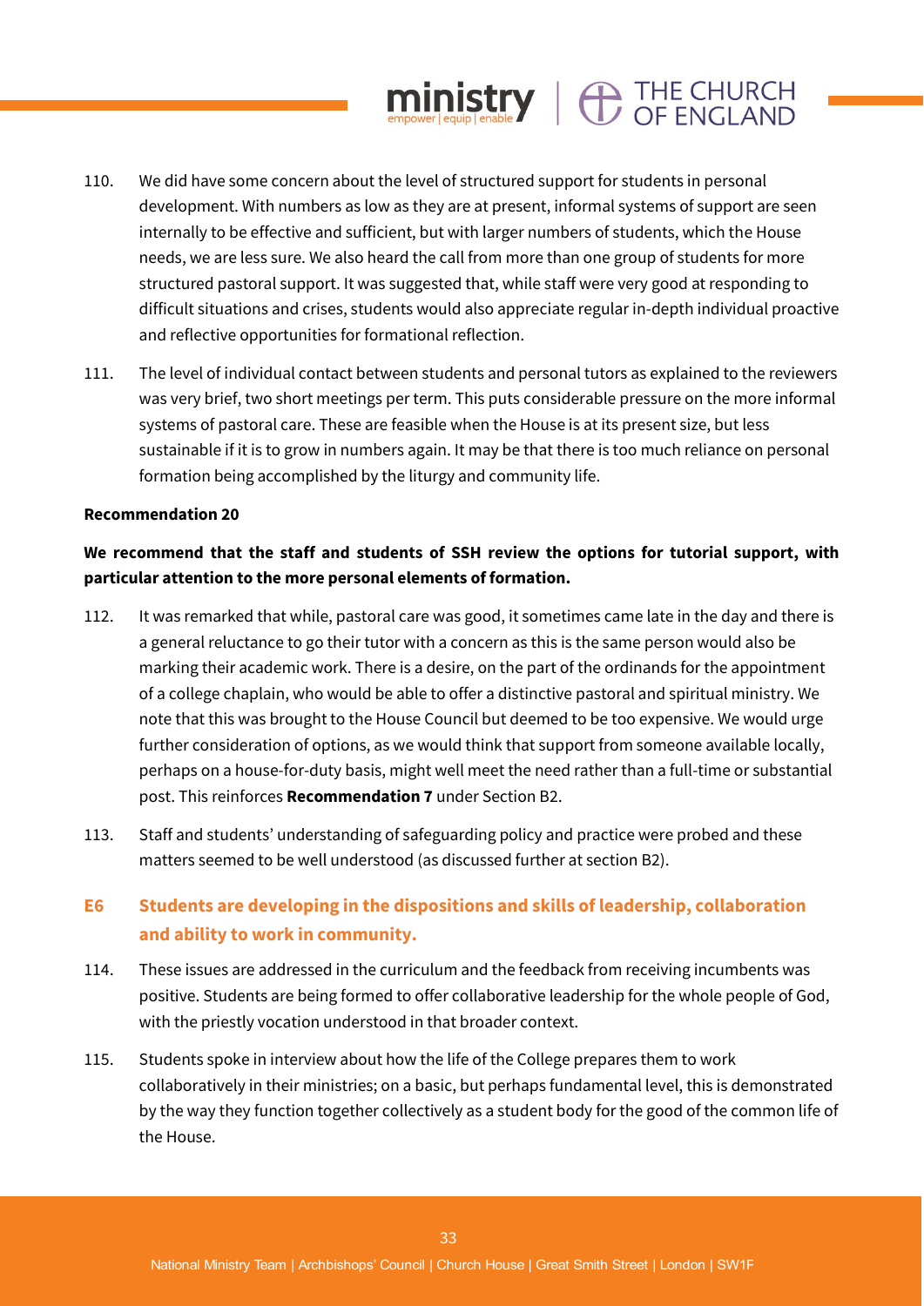110. We did have some concern about the level of structured support for students in personal development. With numbers as low as they are at present, informal systems of support are seen internally to be effective and sufficient, but with larger numbers of students, which the House needs, we are less sure. We also heard the call from more than one group of students for more structured pastoral support. It was suggested that, while staff were very good at responding to difficult situations and crises, students would also appreciate regular in-depth individual proactive and reflective opportunities for formational reflection.

111. The level of individual contact between students and personal tutors as explained to the reviewers was very brief, two short meetings per term. This puts considerable pressure on the more informal systems of pastoral care. These are feasible when the House is at its present size, but less sustainable if it is to grow in numbers again. It may be that there is too much reliance on personal formation being accomplished by the liturgy and community life.

**Recommendation 20**

**We recommend that the staff and students of SSH review the options for tutorial support, with particular attention to the more personal elements of formation.**

112. It was remarked that while, pastoral care was good, it sometimes came late in the day and there is a general reluctance to go their tutor with a concern as this is the same person would also be marking their academic work. There is a desire, on the part of the ordinands for the appointment of a college chaplain, who would be able to offer a distinctive pastoral and spiritual ministry. We note that this was brought to the House Council but deemed to be too expensive. We would urge further consideration of options, as we would think that support from someone available locally, perhaps on a house-for-duty basis, might well meet the need rather than a full-time or substantial post. This reinforces **Recommendation 7** under Section B2.

113. Staff and students' understanding of safeguarding policy and practice were probed and these matters seemed to be well understood (as discussed further at section B2).

## E6 Students are developing in the dispositions and skills of leadership, collaboration and ability to work in community.

114. These issues are addressed in the curriculum and the feedback from receiving incumbents was positive. Students are being formed to offer collaborative leadership for the whole people of God, with the priestly vocation understood in that broader context.

115. Students spoke in interview about how the life of the College prepares them to work collaboratively in their ministries; on a basic, but perhaps fundamental level, this is demonstrated by the way they function together collectively as a student body for the good of the common life of the House.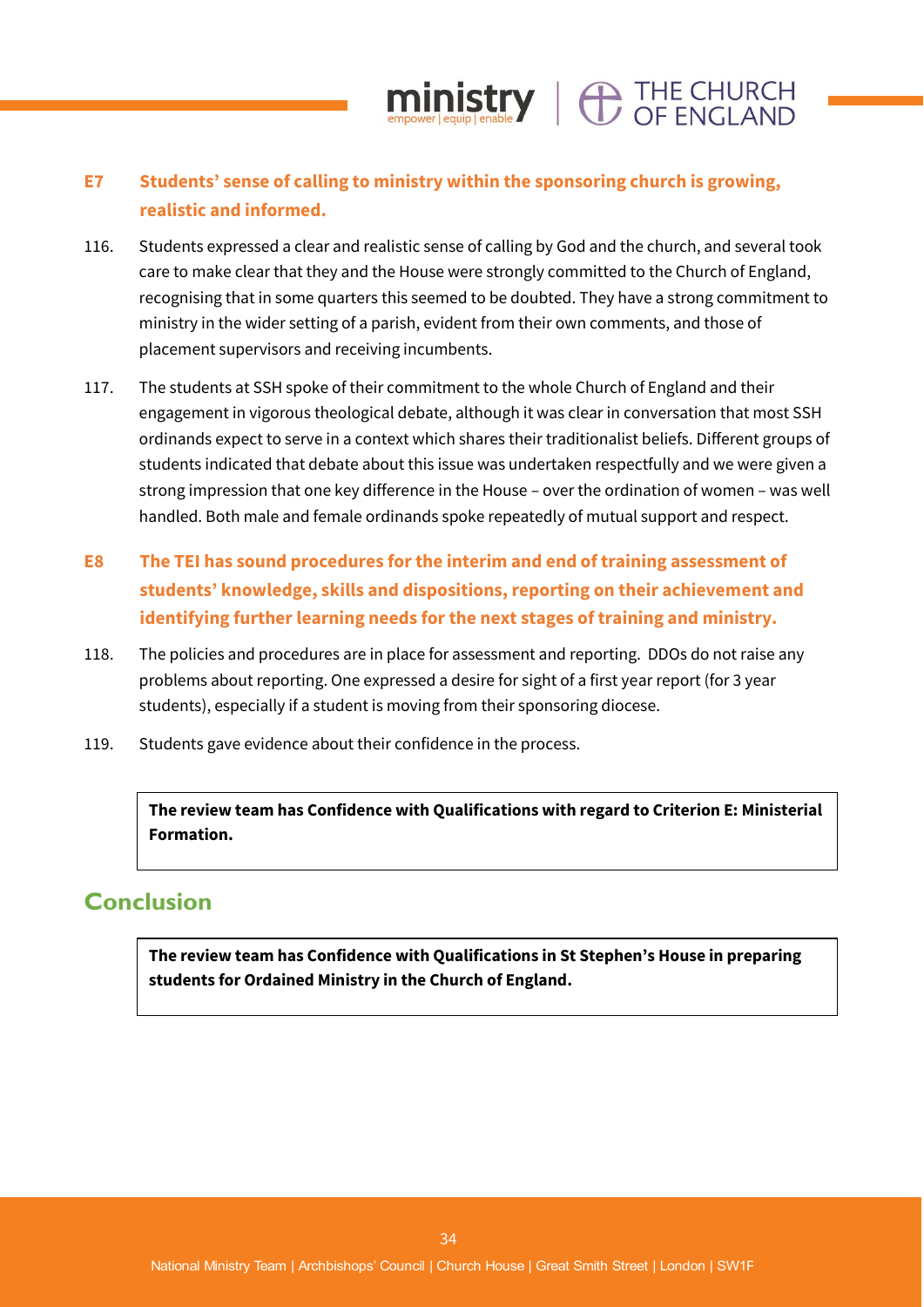### E7 Students' sense of calling to ministry within the sponsoring church is growing, realistic and informed.

116. Students expressed a clear and realistic sense of calling by God and the church, and several took care to make clear that they and the House were strongly committed to the Church of England, recognising that in some quarters this seemed to be doubted. They have a strong commitment to ministry in the wider setting of a parish, evident from their own comments, and those of placement supervisors and receiving incumbents.

117. The students at SSH spoke of their commitment to the whole Church of England and their engagement in vigorous theological debate, although it was clear in conversation that most SSH ordinands expect to serve in a context which shares their traditionalist beliefs. Different groups of students indicated that debate about this issue was undertaken respectfully and we were given a strong impression that one key difference in the House – over the ordination of women – was well handled. Both male and female ordinands spoke repeatedly of mutual support and respect.

### E8 The TEI has sound procedures for the interim and end of training assessment of students' knowledge, skills and dispositions, reporting on their achievement and identifying further learning needs for the next stages of training and ministry.

118. The policies and procedures are in place for assessment and reporting. DDOs do not raise any problems about reporting. One expressed a desire for sight of a first year report (for 3 year students), especially if a student is moving from their sponsoring diocese.

119. Students gave evidence about their confidence in the process.

**The review team has Confidence with Qualifications with regard to Criterion E: Ministerial Formation.**

## Conclusion

**The review team has Confidence with Qualifications in St Stephen's House in preparing students for Ordained Ministry in the Church of England.**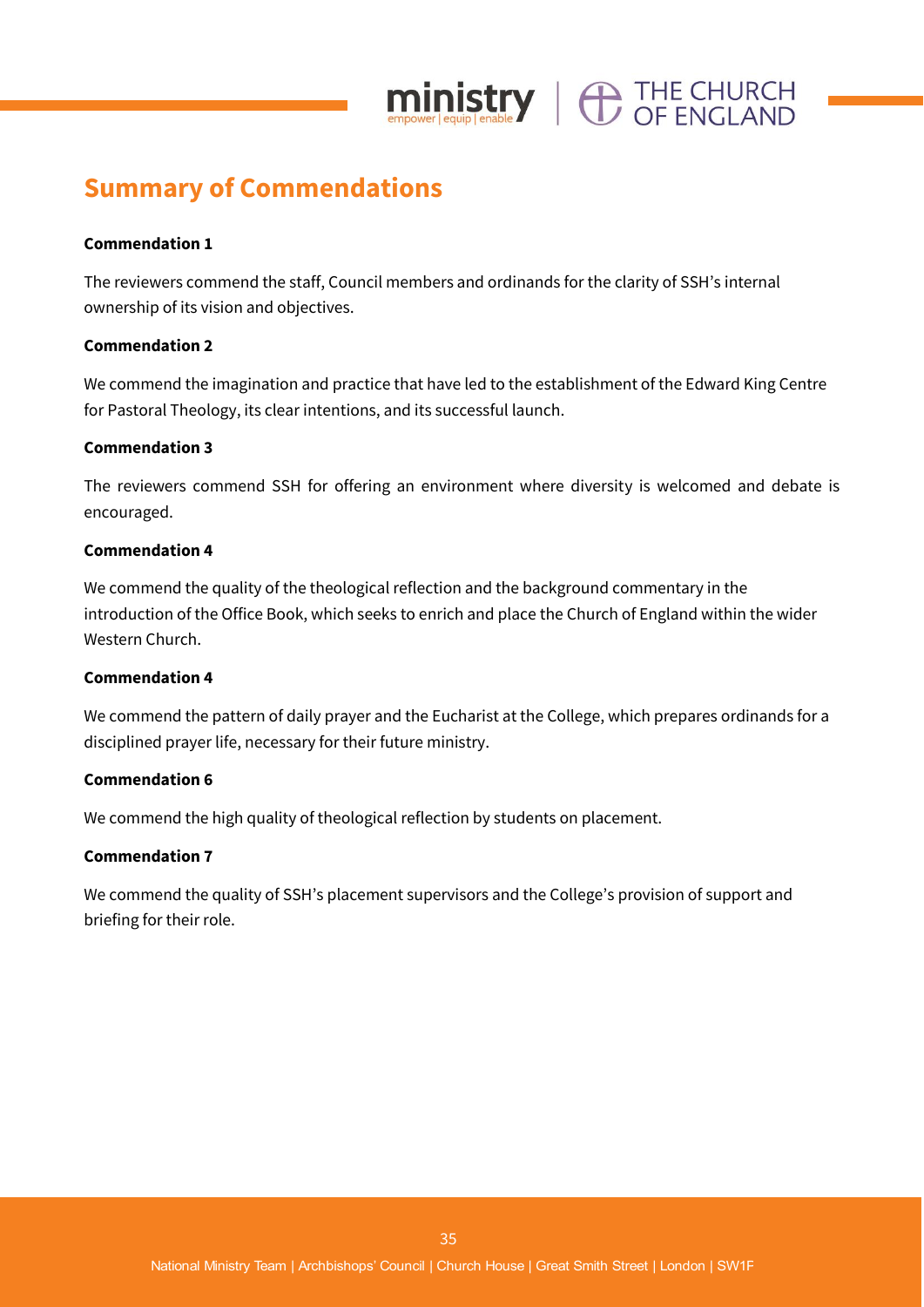## Summary of Commendations

**Commendation 1**

The reviewers commend the staff, Council members and ordinands for the clarity of SSH's internal ownership of its vision and objectives.

**Commendation 2**

We commend the imagination and practice that have led to the establishment of the Edward King Centre for Pastoral Theology, its clear intentions, and its successful launch.

**Commendation 3**

The reviewers commend SSH for offering an environment where diversity is welcomed and debate is encouraged.

**Commendation 4**

We commend the quality of the theological reflection and the background commentary in the introduction of the Office Book, which seeks to enrich and place the Church of England within the wider Western Church.

**Commendation 4**

We commend the pattern of daily prayer and the Eucharist at the College, which prepares ordinands for a disciplined prayer life, necessary for their future ministry.

**Commendation 6**

We commend the high quality of theological reflection by students on placement.

**Commendation 7**

We commend the quality of SSH's placement supervisors and the College's provision of support and briefing for their role.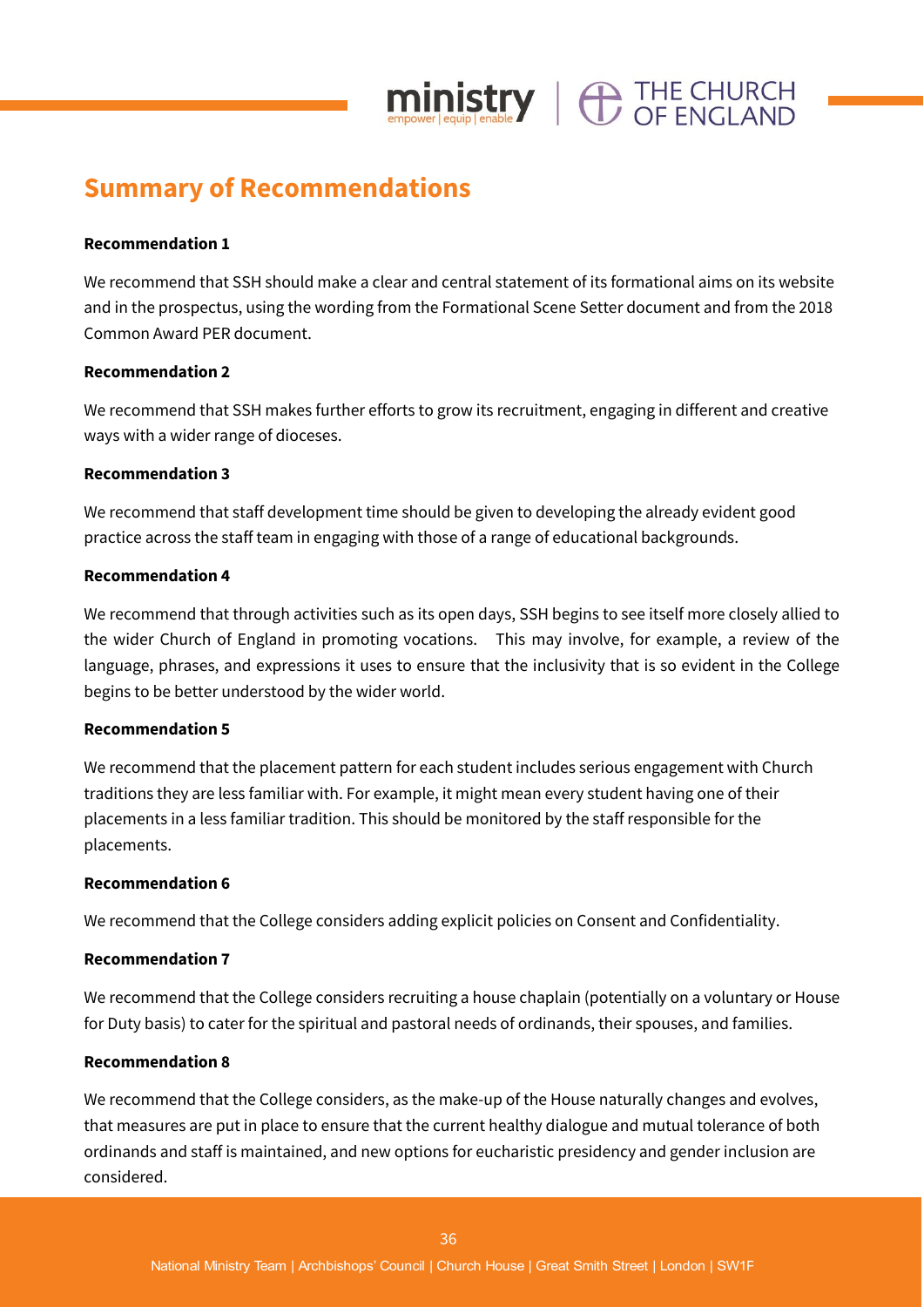## Summary of Recommendations

**Recommendation 1**

We recommend that SSH should make a clear and central statement of its formational aims on its website and in the prospectus, using the wording from the Formational Scene Setter document and from the 2018 Common Award PER document.

**Recommendation 2**

We recommend that SSH makes further efforts to grow its recruitment, engaging in different and creative ways with a wider range of dioceses.

**Recommendation 3**

We recommend that staff development time should be given to developing the already evident good practice across the staff team in engaging with those of a range of educational backgrounds.

**Recommendation 4**

We recommend that through activities such as its open days, SSH begins to see itself more closely allied to the wider Church of England in promoting vocations. This may involve, for example, a review of the language, phrases, and expressions it uses to ensure that the inclusivity that is so evident in the College begins to be better understood by the wider world.

**Recommendation 5**

We recommend that the placement pattern for each student includes serious engagement with Church traditions they are less familiar with. For example, it might mean every student having one of their placements in a less familiar tradition. This should be monitored by the staff responsible for the placements.

**Recommendation 6**

We recommend that the College considers adding explicit policies on Consent and Confidentiality.

**Recommendation 7**

We recommend that the College considers recruiting a house chaplain (potentially on a voluntary or House for Duty basis) to cater for the spiritual and pastoral needs of ordinands, their spouses, and families.

**Recommendation 8**

We recommend that the College considers, as the make-up of the House naturally changes and evolves, that measures are put in place to ensure that the current healthy dialogue and mutual tolerance of both ordinands and staff is maintained, and new options for eucharistic presidency and gender inclusion are considered.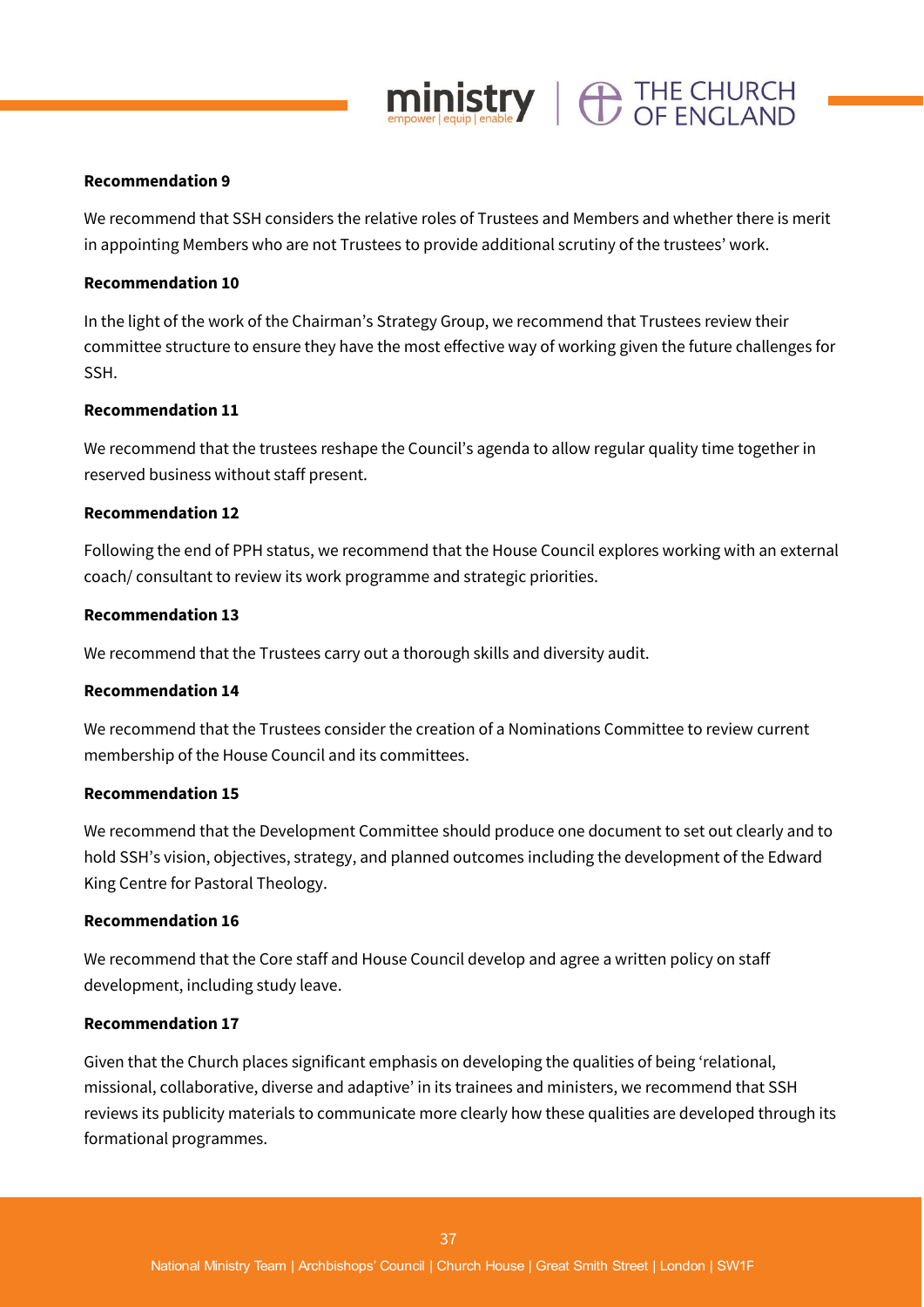**Recommendation 9**

We recommend that SSH considers the relative roles of Trustees and Members and whether there is merit in appointing Members who are not Trustees to provide additional scrutiny of the trustees' work.

**Recommendation 10**

In the light of the work of the Chairman's Strategy Group, we recommend that Trustees review their committee structure to ensure they have the most effective way of working given the future challenges for SSH.

**Recommendation 11**

We recommend that the trustees reshape the Council's agenda to allow regular quality time together in reserved business without staff present.

**Recommendation 12**

Following the end of PPH status, we recommend that the House Council explores working with an external coach/ consultant to review its work programme and strategic priorities.

**Recommendation 13**

We recommend that the Trustees carry out a thorough skills and diversity audit.

**Recommendation 14**

We recommend that the Trustees consider the creation of a Nominations Committee to review current membership of the House Council and its committees.

**Recommendation 15**

We recommend that the Development Committee should produce one document to set out clearly and to hold SSH's vision, objectives, strategy, and planned outcomes including the development of the Edward King Centre for Pastoral Theology.

**Recommendation 16**

We recommend that the Core staff and House Council develop and agree a written policy on staff development, including study leave.

**Recommendation 17**

Given that the Church places significant emphasis on developing the qualities of being 'relational, missional, collaborative, diverse and adaptive' in its trainees and ministers, we recommend that SSH reviews its publicity materials to communicate more clearly how these qualities are developed through its formational programmes.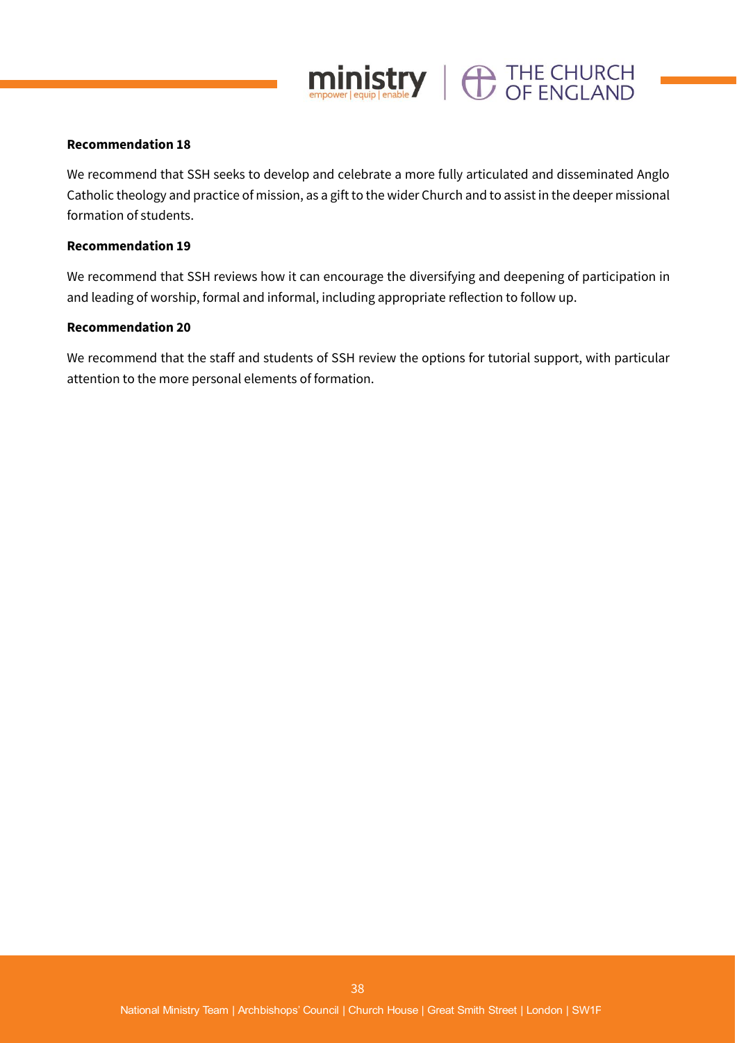**Recommendation 18**

We recommend that SSH seeks to develop and celebrate a more fully articulated and disseminated Anglo Catholic theology and practice of mission, as a gift to the wider Church and to assist in the deeper missional formation of students.

**Recommendation 19**

We recommend that SSH reviews how it can encourage the diversifying and deepening of participation in and leading of worship, formal and informal, including appropriate reflection to follow up.

**Recommendation 20**

We recommend that the staff and students of SSH review the options for tutorial support, with particular attention to the more personal elements of formation.